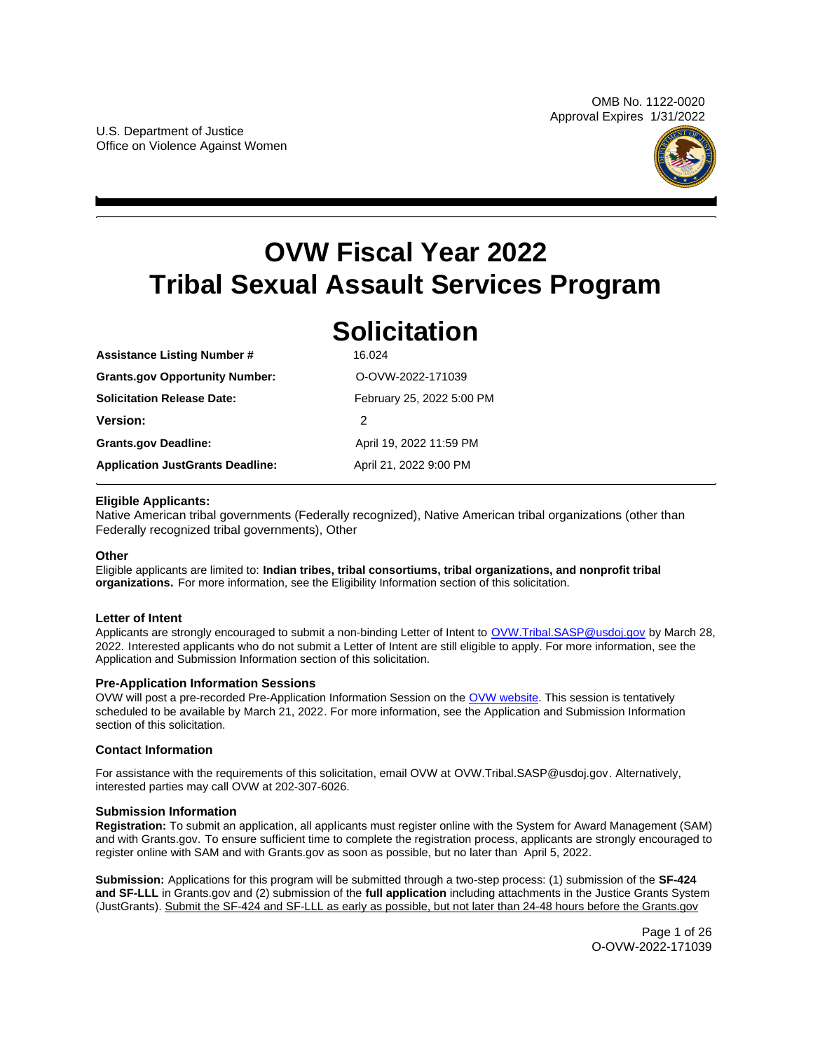OMB No. 1122-0020
Approval Expires 1/31/2022

U.S. Department of Justice
Office on Violence Against Women

# OVW Fiscal Year 2022 Tribal Sexual Assault Services Program Solicitation

| | |
|---|---|
| **Assistance Listing Number #** | 16.024 |
| **Grants.gov Opportunity Number:** | O-OVW-2022-171039 |
| **Solicitation Release Date:** | February 25, 2022 5:00 PM |
| **Version:** | 2 |
| **Grants.gov Deadline:** | April 19, 2022 11:59 PM |
| **Application JustGrants Deadline:** | April 21, 2022 9:00 PM |

### Eligible Applicants:

Native American tribal governments (Federally recognized), Native American tribal organizations (other than Federally recognized tribal governments), Other

### Other

Eligible applicants are limited to: **Indian tribes, tribal consortiums, tribal organizations, and nonprofit tribal organizations.** For more information, see the Eligibility Information section of this solicitation.

### Letter of Intent

Applicants are strongly encouraged to submit a non-binding Letter of Intent to OVW.Tribal.SASP@usdoj.gov by March 28, 2022. Interested applicants who do not submit a Letter of Intent are still eligible to apply. For more information, see the Application and Submission Information section of this solicitation.

### Pre-Application Information Sessions

OVW will post a pre-recorded Pre-Application Information Session on the OVW website. This session is tentatively scheduled to be available by March 21, 2022. For more information, see the Application and Submission Information section of this solicitation.

### Contact Information

For assistance with the requirements of this solicitation, email OVW at OVW.Tribal.SASP@usdoj.gov. Alternatively, interested parties may call OVW at 202-307-6026.

### Submission Information

**Registration:** To submit an application, all applicants must register online with the System for Award Management (SAM) and with Grants.gov. To ensure sufficient time to complete the registration process, applicants are strongly encouraged to register online with SAM and with Grants.gov as soon as possible, but no later than April 5, 2022.

**Submission:** Applications for this program will be submitted through a two-step process: (1) submission of the **SF-424 and SF-LLL** in Grants.gov and (2) submission of the **full application** including attachments in the Justice Grants System (JustGrants). Submit the SF-424 and SF-LLL as early as possible, but not later than 24-48 hours before the Grants.gov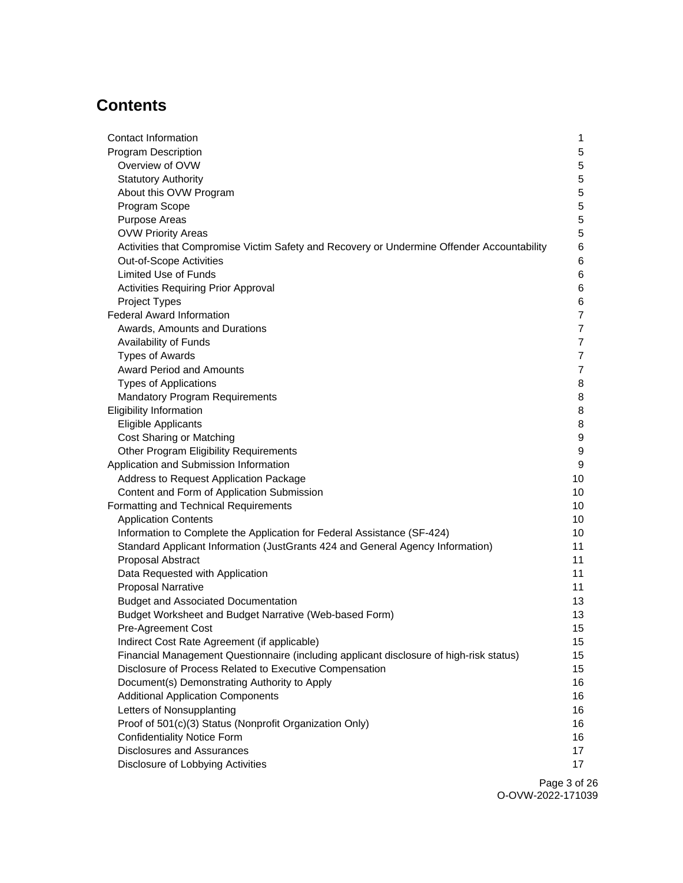## Contents

- Contact Information 1
- Program Description 5
  - Overview of OVW 5
  - Statutory Authority 5
  - About this OVW Program 5
  - Program Scope 5
  - Purpose Areas 5
  - OVW Priority Areas 5
  - Activities that Compromise Victim Safety and Recovery or Undermine Offender Accountability 6
  - Out-of-Scope Activities 6
  - Limited Use of Funds 6
  - Activities Requiring Prior Approval 6
  - Project Types 6
- Federal Award Information 7
  - Awards, Amounts and Durations 7
  - Availability of Funds 7
  - Types of Awards 7
  - Award Period and Amounts 7
  - Types of Applications 8
  - Mandatory Program Requirements 8
- Eligibility Information 8
  - Eligible Applicants 8
  - Cost Sharing or Matching 9
  - Other Program Eligibility Requirements 9
- Application and Submission Information 9
  - Address to Request Application Package 10
  - Content and Form of Application Submission 10
- Formatting and Technical Requirements 10
  - Application Contents 10
  - Information to Complete the Application for Federal Assistance (SF-424) 10
  - Standard Applicant Information (JustGrants 424 and General Agency Information) 11
  - Proposal Abstract 11
  - Data Requested with Application 11
  - Proposal Narrative 11
  - Budget and Associated Documentation 13
  - Budget Worksheet and Budget Narrative (Web-based Form) 13
  - Pre-Agreement Cost 15
  - Indirect Cost Rate Agreement (if applicable) 15
  - Financial Management Questionnaire (including applicant disclosure of high-risk status) 15
  - Disclosure of Process Related to Executive Compensation 15
  - Document(s) Demonstrating Authority to Apply 16
  - Additional Application Components 16
  - Letters of Nonsupplanting 16
  - Proof of 501(c)(3) Status (Nonprofit Organization Only) 16
  - Confidentiality Notice Form 16
  - Disclosures and Assurances 17
  - Disclosure of Lobbying Activities 17

O-OVW-2022-171039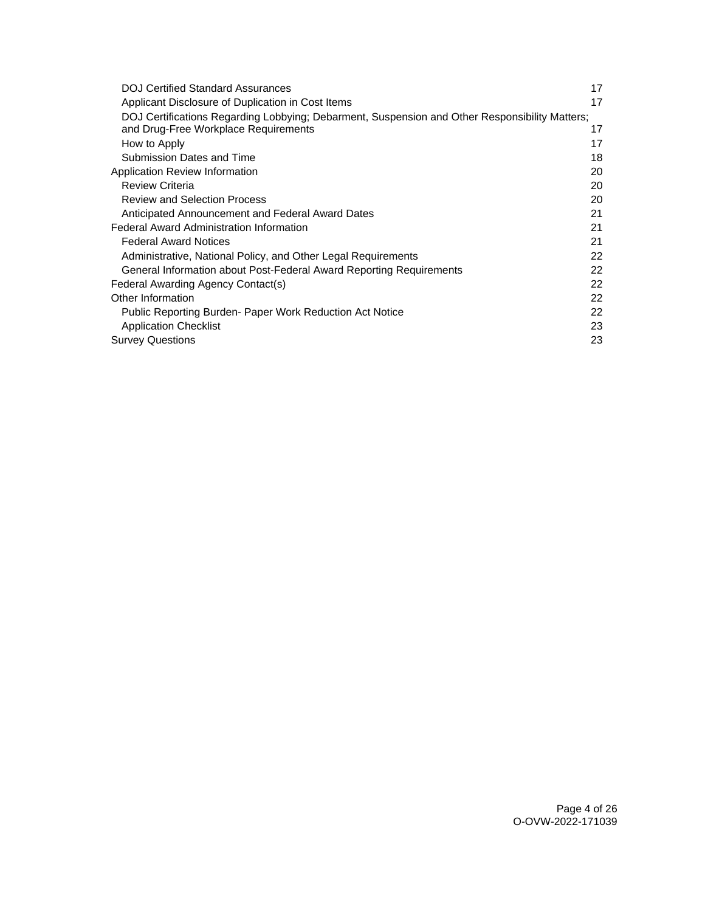| | |
|---|---|
| DOJ Certified Standard Assurances | 17 |
| Applicant Disclosure of Duplication in Cost Items | 17 |
| DOJ Certifications Regarding Lobbying; Debarment, Suspension and Other Responsibility Matters; and Drug-Free Workplace Requirements | 17 |
| How to Apply | 17 |
| Submission Dates and Time | 18 |
| Application Review Information | 20 |
| Review Criteria | 20 |
| Review and Selection Process | 20 |
| Anticipated Announcement and Federal Award Dates | 21 |
| Federal Award Administration Information | 21 |
| Federal Award Notices | 21 |
| Administrative, National Policy, and Other Legal Requirements | 22 |
| General Information about Post-Federal Award Reporting Requirements | 22 |
| Federal Awarding Agency Contact(s) | 22 |
| Other Information | 22 |
| Public Reporting Burden- Paper Work Reduction Act Notice | 22 |
| Application Checklist | 23 |
| Survey Questions | 23 |

O-OVW-2022-171039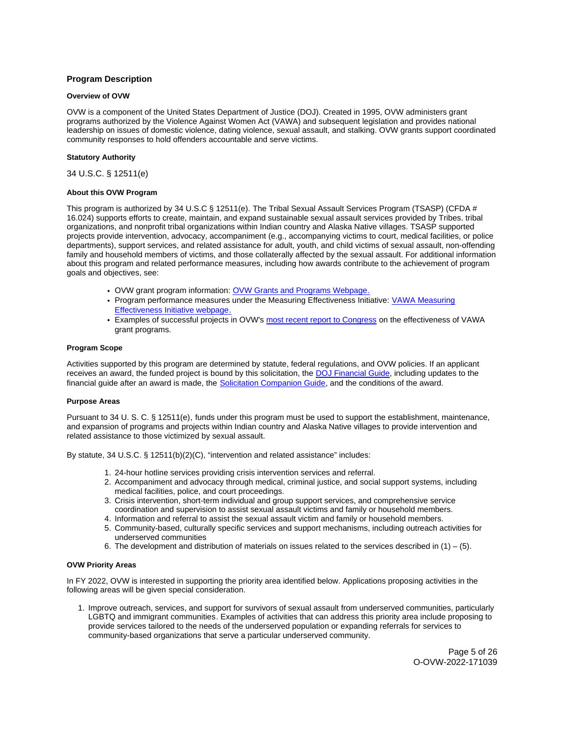## Program Description

### Overview of OVW

OVW is a component of the United States Department of Justice (DOJ). Created in 1995, OVW administers grant programs authorized by the Violence Against Women Act (VAWA) and subsequent legislation and provides national leadership on issues of domestic violence, dating violence, sexual assault, and stalking. OVW grants support coordinated community responses to hold offenders accountable and serve victims.

### Statutory Authority

34 U.S.C. § 12511(e)

### About this OVW Program

This program is authorized by 34 U.S.C § 12511(e). The Tribal Sexual Assault Services Program (TSASP) (CFDA # 16.024) supports efforts to create, maintain, and expand sustainable sexual assault services provided by Tribes. tribal organizations, and nonprofit tribal organizations within Indian country and Alaska Native villages. TSASP supported projects provide intervention, advocacy, accompaniment (e.g., accompanying victims to court, medical facilities, or police departments), support services, and related assistance for adult, youth, and child victims of sexual assault, non-offending family and household members of victims, and those collaterally affected by the sexual assault. For additional information about this program and related performance measures, including how awards contribute to the achievement of program goals and objectives, see:

- OVW grant program information: [OVW Grants and Programs Webpage.]()
- Program performance measures under the Measuring Effectiveness Initiative: [VAWA Measuring Effectiveness Initiative webpage.]()
- Examples of successful projects in OVW's [most recent report to Congress]() on the effectiveness of VAWA grant programs.

### Program Scope

Activities supported by this program are determined by statute, federal regulations, and OVW policies. If an applicant receives an award, the funded project is bound by this solicitation, the [DOJ Financial Guide](), including updates to the financial guide after an award is made, the [Solicitation Companion Guide](), and the conditions of the award.

### Purpose Areas

Pursuant to 34 U. S. C. § 12511(e), funds under this program must be used to support the establishment, maintenance, and expansion of programs and projects within Indian country and Alaska Native villages to provide intervention and related assistance to those victimized by sexual assault.

By statute, 34 U.S.C. § 12511(b)(2)(C), "intervention and related assistance" includes:

1. 24-hour hotline services providing crisis intervention services and referral.
2. Accompaniment and advocacy through medical, criminal justice, and social support systems, including medical facilities, police, and court proceedings.
3. Crisis intervention, short-term individual and group support services, and comprehensive service coordination and supervision to assist sexual assault victims and family or household members.
4. Information and referral to assist the sexual assault victim and family or household members.
5. Community-based, culturally specific services and support mechanisms, including outreach activities for underserved communities
6. The development and distribution of materials on issues related to the services described in (1) – (5).

### OVW Priority Areas

In FY 2022, OVW is interested in supporting the priority area identified below. Applications proposing activities in the following areas will be given special consideration.

1. Improve outreach, services, and support for survivors of sexual assault from underserved communities, particularly LGBTQ and immigrant communities. Examples of activities that can address this priority area include proposing to provide services tailored to the needs of the underserved population or expanding referrals for services to community-based organizations that serve a particular underserved community.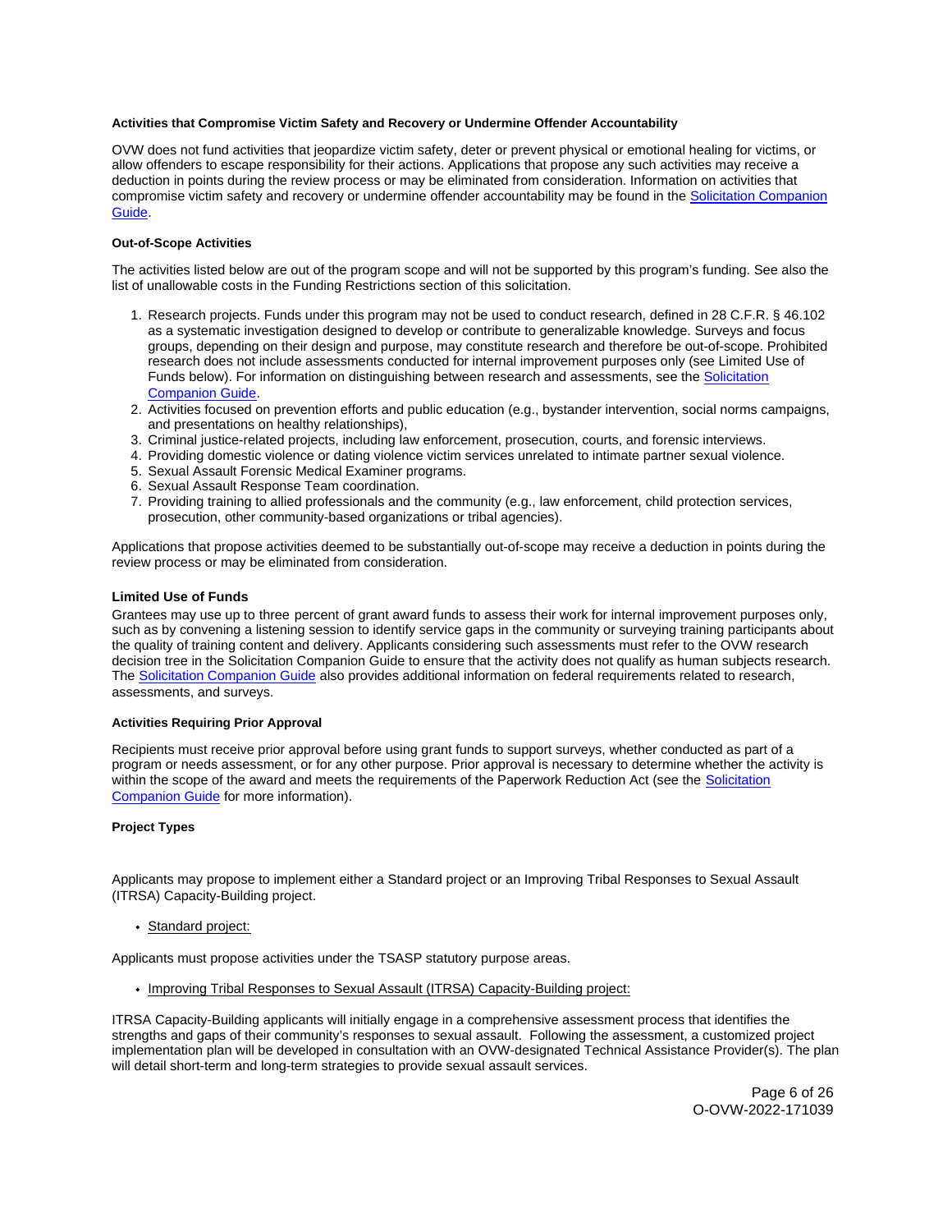**Activities that Compromise Victim Safety and Recovery or Undermine Offender Accountability**

OVW does not fund activities that jeopardize victim safety, deter or prevent physical or emotional healing for victims, or allow offenders to escape responsibility for their actions. Applications that propose any such activities may receive a deduction in points during the review process or may be eliminated from consideration. Information on activities that compromise victim safety and recovery or undermine offender accountability may be found in the Solicitation Companion Guide.

**Out-of-Scope Activities**

The activities listed below are out of the program scope and will not be supported by this program's funding. See also the list of unallowable costs in the Funding Restrictions section of this solicitation.

1. Research projects. Funds under this program may not be used to conduct research, defined in 28 C.F.R. § 46.102 as a systematic investigation designed to develop or contribute to generalizable knowledge. Surveys and focus groups, depending on their design and purpose, may constitute research and therefore be out-of-scope. Prohibited research does not include assessments conducted for internal improvement purposes only (see Limited Use of Funds below). For information on distinguishing between research and assessments, see the Solicitation Companion Guide.
2. Activities focused on prevention efforts and public education (e.g., bystander intervention, social norms campaigns, and presentations on healthy relationships),
3. Criminal justice-related projects, including law enforcement, prosecution, courts, and forensic interviews.
4. Providing domestic violence or dating violence victim services unrelated to intimate partner sexual violence.
5. Sexual Assault Forensic Medical Examiner programs.
6. Sexual Assault Response Team coordination.
7. Providing training to allied professionals and the community (e.g., law enforcement, child protection services, prosecution, other community-based organizations or tribal agencies).

Applications that propose activities deemed to be substantially out-of-scope may receive a deduction in points during the review process or may be eliminated from consideration.

**Limited Use of Funds**

Grantees may use up to three percent of grant award funds to assess their work for internal improvement purposes only, such as by convening a listening session to identify service gaps in the community or surveying training participants about the quality of training content and delivery. Applicants considering such assessments must refer to the OVW research decision tree in the Solicitation Companion Guide to ensure that the activity does not qualify as human subjects research. The Solicitation Companion Guide also provides additional information on federal requirements related to research, assessments, and surveys.

**Activities Requiring Prior Approval**

Recipients must receive prior approval before using grant funds to support surveys, whether conducted as part of a program or needs assessment, or for any other purpose. Prior approval is necessary to determine whether the activity is within the scope of the award and meets the requirements of the Paperwork Reduction Act (see the Solicitation Companion Guide for more information).

**Project Types**

Applicants may propose to implement either a Standard project or an Improving Tribal Responses to Sexual Assault (ITRSA) Capacity-Building project.

- Standard project:

Applicants must propose activities under the TSASP statutory purpose areas.

- Improving Tribal Responses to Sexual Assault (ITRSA) Capacity-Building project:

ITRSA Capacity-Building applicants will initially engage in a comprehensive assessment process that identifies the strengths and gaps of their community's responses to sexual assault. Following the assessment, a customized project implementation plan will be developed in consultation with an OVW-designated Technical Assistance Provider(s). The plan will detail short-term and long-term strategies to provide sexual assault services.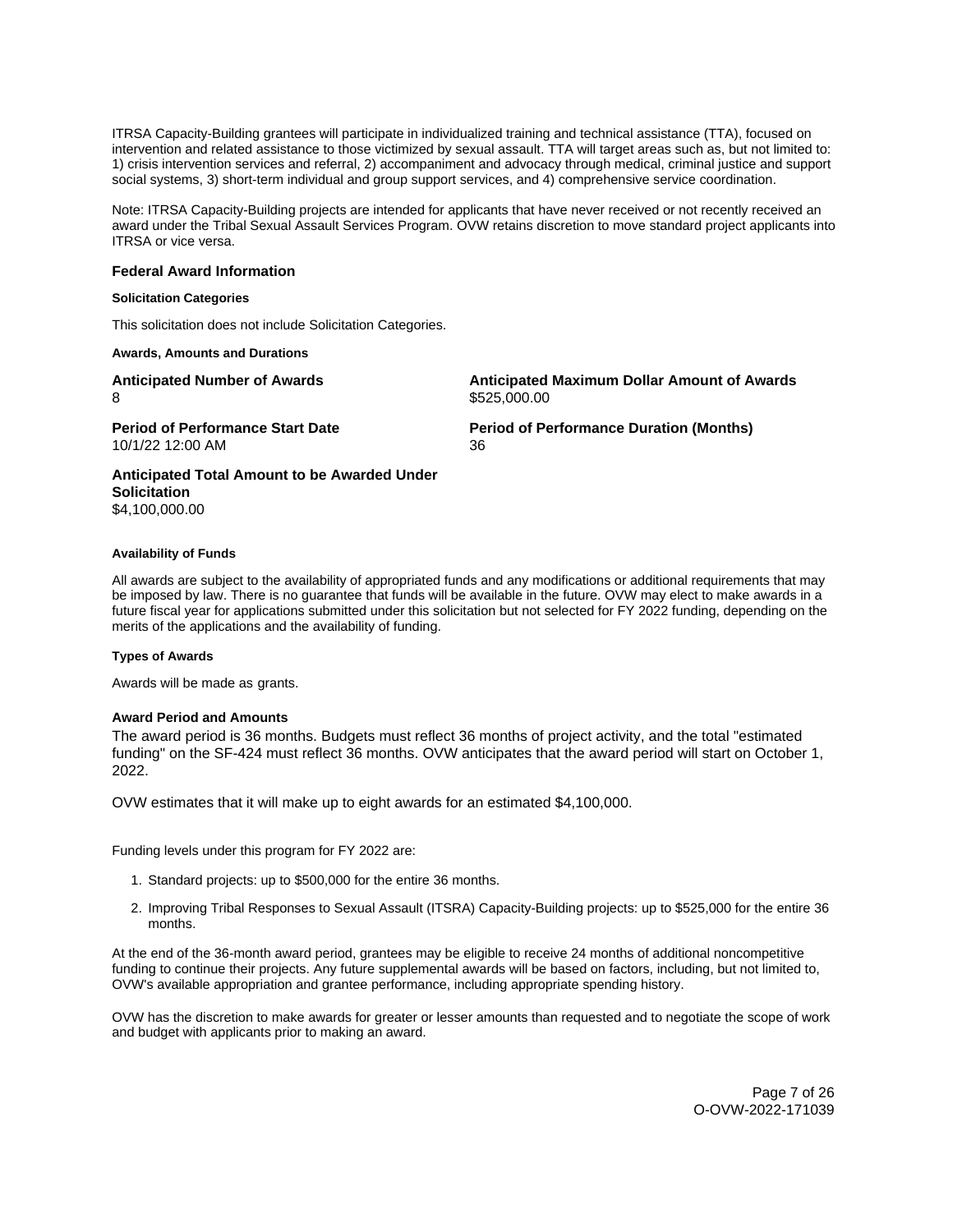ITRSA Capacity-Building grantees will participate in individualized training and technical assistance (TTA), focused on intervention and related assistance to those victimized by sexual assault. TTA will target areas such as, but not limited to: 1) crisis intervention services and referral, 2) accompaniment and advocacy through medical, criminal justice and support social systems, 3) short-term individual and group support services, and 4) comprehensive service coordination.

Note: ITRSA Capacity-Building projects are intended for applicants that have never received or not recently received an award under the Tribal Sexual Assault Services Program. OVW retains discretion to move standard project applicants into ITRSA or vice versa.

### Federal Award Information

#### Solicitation Categories

This solicitation does not include Solicitation Categories.

#### Awards, Amounts and Durations

**Anticipated Number of Awards**
8

**Anticipated Maximum Dollar Amount of Awards**
$525,000.00

**Period of Performance Start Date**
10/1/22 12:00 AM

**Period of Performance Duration (Months)**
36

**Anticipated Total Amount to be Awarded Under Solicitation**
$4,100,000.00

#### Availability of Funds

All awards are subject to the availability of appropriated funds and any modifications or additional requirements that may be imposed by law. There is no guarantee that funds will be available in the future. OVW may elect to make awards in a future fiscal year for applications submitted under this solicitation but not selected for FY 2022 funding, depending on the merits of the applications and the availability of funding.

#### Types of Awards

Awards will be made as grants.

#### Award Period and Amounts

The award period is 36 months. Budgets must reflect 36 months of project activity, and the total "estimated funding" on the SF-424 must reflect 36 months. OVW anticipates that the award period will start on October 1, 2022.

OVW estimates that it will make up to eight awards for an estimated $4,100,000.

Funding levels under this program for FY 2022 are:

1. Standard projects: up to $500,000 for the entire 36 months.
2. Improving Tribal Responses to Sexual Assault (ITSRA) Capacity-Building projects: up to $525,000 for the entire 36 months.

At the end of the 36-month award period, grantees may be eligible to receive 24 months of additional noncompetitive funding to continue their projects. Any future supplemental awards will be based on factors, including, but not limited to, OVW's available appropriation and grantee performance, including appropriate spending history.

OVW has the discretion to make awards for greater or lesser amounts than requested and to negotiate the scope of work and budget with applicants prior to making an award.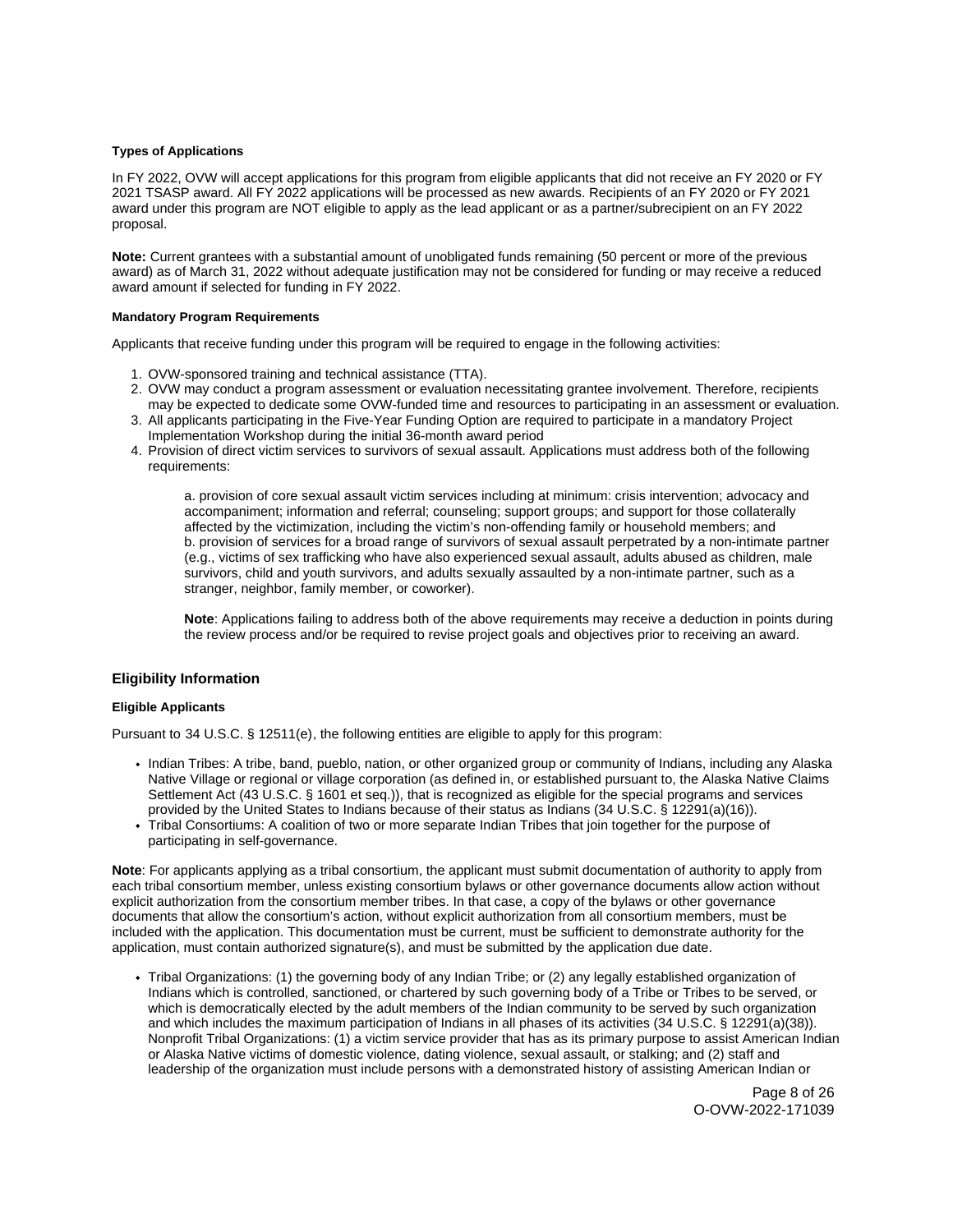#### Types of Applications

In FY 2022, OVW will accept applications for this program from eligible applicants that did not receive an FY 2020 or FY 2021 TSASP award. All FY 2022 applications will be processed as new awards. Recipients of an FY 2020 or FY 2021 award under this program are NOT eligible to apply as the lead applicant or as a partner/subrecipient on an FY 2022 proposal.

**Note:** Current grantees with a substantial amount of unobligated funds remaining (50 percent or more of the previous award) as of March 31, 2022 without adequate justification may not be considered for funding or may receive a reduced award amount if selected for funding in FY 2022.

#### Mandatory Program Requirements

Applicants that receive funding under this program will be required to engage in the following activities:

1. OVW-sponsored training and technical assistance (TTA).
2. OVW may conduct a program assessment or evaluation necessitating grantee involvement. Therefore, recipients may be expected to dedicate some OVW-funded time and resources to participating in an assessment or evaluation.
3. All applicants participating in the Five-Year Funding Option are required to participate in a mandatory Project Implementation Workshop during the initial 36-month award period
4. Provision of direct victim services to survivors of sexual assault. Applications must address both of the following requirements:

   a. provision of core sexual assault victim services including at minimum: crisis intervention; advocacy and accompaniment; information and referral; counseling; support groups; and support for those collaterally affected by the victimization, including the victim's non-offending family or household members; and
   b. provision of services for a broad range of survivors of sexual assault perpetrated by a non-intimate partner (e.g., victims of sex trafficking who have also experienced sexual assault, adults abused as children, male survivors, child and youth survivors, and adults sexually assaulted by a non-intimate partner, such as a stranger, neighbor, family member, or coworker).

   **Note**: Applications failing to address both of the above requirements may receive a deduction in points during the review process and/or be required to revise project goals and objectives prior to receiving an award.

### Eligibility Information

#### Eligible Applicants

Pursuant to 34 U.S.C. § 12511(e), the following entities are eligible to apply for this program:

- Indian Tribes: A tribe, band, pueblo, nation, or other organized group or community of Indians, including any Alaska Native Village or regional or village corporation (as defined in, or established pursuant to, the Alaska Native Claims Settlement Act (43 U.S.C. § 1601 et seq.)), that is recognized as eligible for the special programs and services provided by the United States to Indians because of their status as Indians (34 U.S.C. § 12291(a)(16)).
- Tribal Consortiums: A coalition of two or more separate Indian Tribes that join together for the purpose of participating in self-governance.

**Note**: For applicants applying as a tribal consortium, the applicant must submit documentation of authority to apply from each tribal consortium member, unless existing consortium bylaws or other governance documents allow action without explicit authorization from the consortium member tribes. In that case, a copy of the bylaws or other governance documents that allow the consortium's action, without explicit authorization from all consortium members, must be included with the application. This documentation must be current, must be sufficient to demonstrate authority for the application, must contain authorized signature(s), and must be submitted by the application due date.

- Tribal Organizations: (1) the governing body of any Indian Tribe; or (2) any legally established organization of Indians which is controlled, sanctioned, or chartered by such governing body of a Tribe or Tribes to be served, or which is democratically elected by the adult members of the Indian community to be served by such organization and which includes the maximum participation of Indians in all phases of its activities (34 U.S.C. § 12291(a)(38)). Nonprofit Tribal Organizations: (1) a victim service provider that has as its primary purpose to assist American Indian or Alaska Native victims of domestic violence, dating violence, sexual assault, or stalking; and (2) staff and leadership of the organization must include persons with a demonstrated history of assisting American Indian or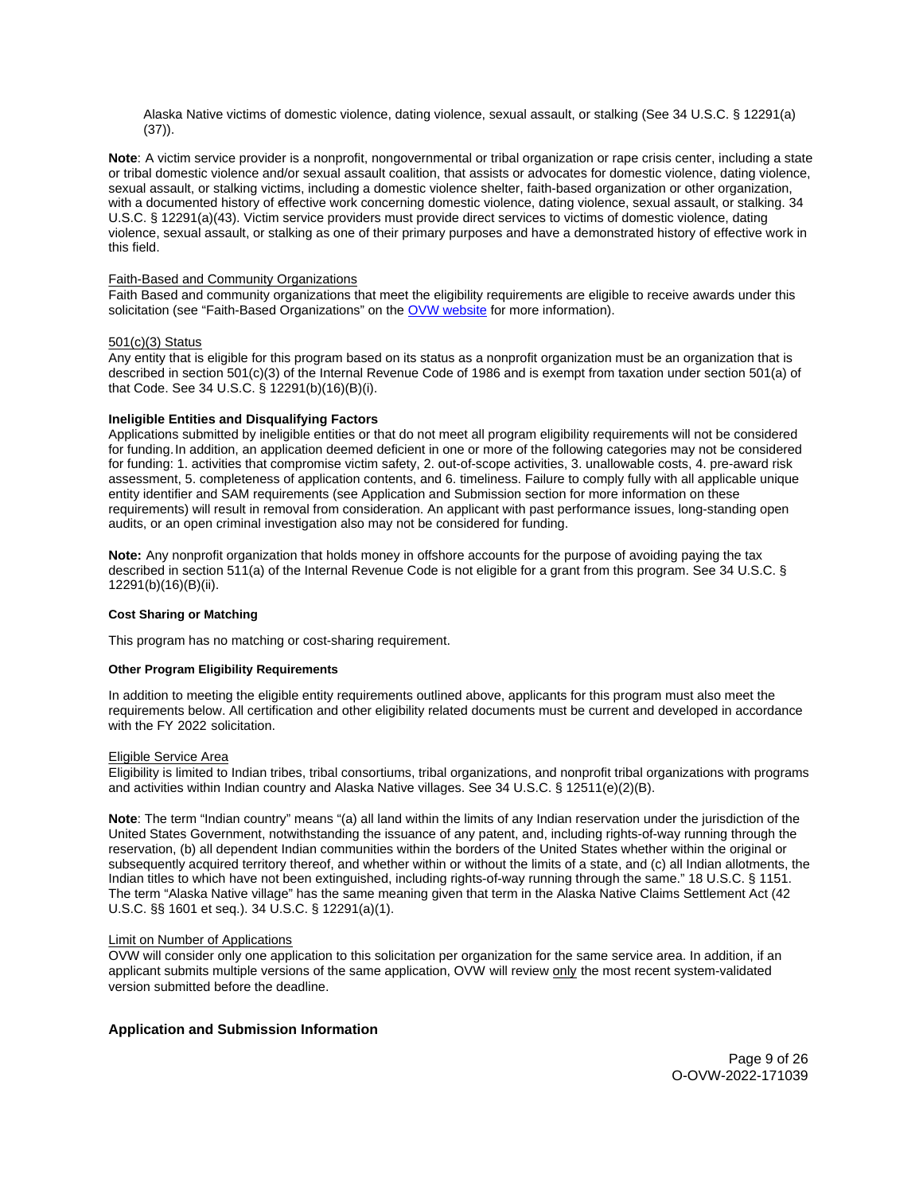Alaska Native victims of domestic violence, dating violence, sexual assault, or stalking (See 34 U.S.C. § 12291(a)(37)).

**Note**: A victim service provider is a nonprofit, nongovernmental or tribal organization or rape crisis center, including a state or tribal domestic violence and/or sexual assault coalition, that assists or advocates for domestic violence, dating violence, sexual assault, or stalking victims, including a domestic violence shelter, faith-based organization or other organization, with a documented history of effective work concerning domestic violence, dating violence, sexual assault, or stalking. 34 U.S.C. § 12291(a)(43). Victim service providers must provide direct services to victims of domestic violence, dating violence, sexual assault, or stalking as one of their primary purposes and have a demonstrated history of effective work in this field.

<u>Faith-Based and Community Organizations</u>

Faith Based and community organizations that meet the eligibility requirements are eligible to receive awards under this solicitation (see "Faith-Based Organizations" on the OVW website for more information).

<u>501(c)(3) Status</u>

Any entity that is eligible for this program based on its status as a nonprofit organization must be an organization that is described in section 501(c)(3) of the Internal Revenue Code of 1986 and is exempt from taxation under section 501(a) of that Code. See 34 U.S.C. § 12291(b)(16)(B)(i).

**Ineligible Entities and Disqualifying Factors**

Applications submitted by ineligible entities or that do not meet all program eligibility requirements will not be considered for funding. In addition, an application deemed deficient in one or more of the following categories may not be considered for funding: 1. activities that compromise victim safety, 2. out-of-scope activities, 3. unallowable costs, 4. pre-award risk assessment, 5. completeness of application contents, and 6. timeliness. Failure to comply fully with all applicable unique entity identifier and SAM requirements (see Application and Submission section for more information on these requirements) will result in removal from consideration. An applicant with past performance issues, long-standing open audits, or an open criminal investigation also may not be considered for funding.

**Note:** Any nonprofit organization that holds money in offshore accounts for the purpose of avoiding paying the tax described in section 511(a) of the Internal Revenue Code is not eligible for a grant from this program. See 34 U.S.C. § 12291(b)(16)(B)(ii).

**Cost Sharing or Matching**

This program has no matching or cost-sharing requirement.

**Other Program Eligibility Requirements**

In addition to meeting the eligible entity requirements outlined above, applicants for this program must also meet the requirements below. All certification and other eligibility related documents must be current and developed in accordance with the FY 2022 solicitation.

<u>Eligible Service Area</u>

Eligibility is limited to Indian tribes, tribal consortiums, tribal organizations, and nonprofit tribal organizations with programs and activities within Indian country and Alaska Native villages. See 34 U.S.C. § 12511(e)(2)(B).

**Note**: The term "Indian country" means "(a) all land within the limits of any Indian reservation under the jurisdiction of the United States Government, notwithstanding the issuance of any patent, and, including rights-of-way running through the reservation, (b) all dependent Indian communities within the borders of the United States whether within the original or subsequently acquired territory thereof, and whether within or without the limits of a state, and (c) all Indian allotments, the Indian titles to which have not been extinguished, including rights-of-way running through the same." 18 U.S.C. § 1151. The term "Alaska Native village" has the same meaning given that term in the Alaska Native Claims Settlement Act (42 U.S.C. §§ 1601 et seq.). 34 U.S.C. § 12291(a)(1).

<u>Limit on Number of Applications</u>

OVW will consider only one application to this solicitation per organization for the same service area. In addition, if an applicant submits multiple versions of the same application, OVW will review <u>only</u> the most recent system-validated version submitted before the deadline.

### Application and Submission Information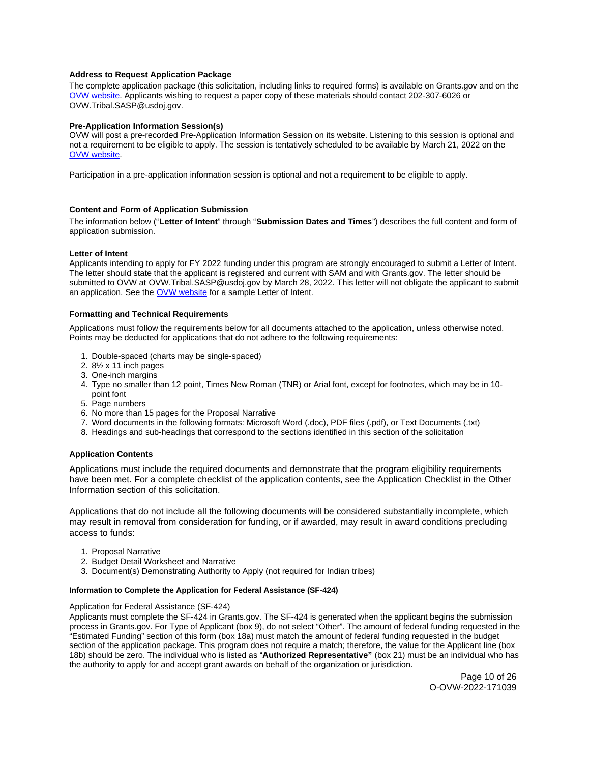### Address to Request Application Package

The complete application package (this solicitation, including links to required forms) is available on Grants.gov and on the OVW website. Applicants wishing to request a paper copy of these materials should contact 202-307-6026 or OVW.Tribal.SASP@usdoj.gov.

### Pre-Application Information Session(s)

OVW will post a pre-recorded Pre-Application Information Session on its website. Listening to this session is optional and not a requirement to be eligible to apply. The session is tentatively scheduled to be available by March 21, 2022 on the OVW website.

Participation in a pre-application information session is optional and not a requirement to be eligible to apply.

### Content and Form of Application Submission

The information below ("**Letter of Intent**" through "**Submission Dates and Times**") describes the full content and form of application submission.

### Letter of Intent

Applicants intending to apply for FY 2022 funding under this program are strongly encouraged to submit a Letter of Intent. The letter should state that the applicant is registered and current with SAM and with Grants.gov. The letter should be submitted to OVW at OVW.Tribal.SASP@usdoj.gov by March 28, 2022. This letter will not obligate the applicant to submit an application. See the OVW website for a sample Letter of Intent.

### Formatting and Technical Requirements

Applications must follow the requirements below for all documents attached to the application, unless otherwise noted. Points may be deducted for applications that do not adhere to the following requirements:

1. Double-spaced (charts may be single-spaced)
2. 8½ x 11 inch pages
3. One-inch margins
4. Type no smaller than 12 point, Times New Roman (TNR) or Arial font, except for footnotes, which may be in 10-point font
5. Page numbers
6. No more than 15 pages for the Proposal Narrative
7. Word documents in the following formats: Microsoft Word (.doc), PDF files (.pdf), or Text Documents (.txt)
8. Headings and sub-headings that correspond to the sections identified in this section of the solicitation

### Application Contents

Applications must include the required documents and demonstrate that the program eligibility requirements have been met. For a complete checklist of the application contents, see the Application Checklist in the Other Information section of this solicitation.

Applications that do not include all the following documents will be considered substantially incomplete, which may result in removal from consideration for funding, or if awarded, may result in award conditions precluding access to funds:

1. Proposal Narrative
2. Budget Detail Worksheet and Narrative
3. Document(s) Demonstrating Authority to Apply (not required for Indian tribes)

#### Information to Complete the Application for Federal Assistance (SF-424)

Application for Federal Assistance (SF-424)

Applicants must complete the SF-424 in Grants.gov. The SF-424 is generated when the applicant begins the submission process in Grants.gov. For Type of Applicant (box 9), do not select "Other". The amount of federal funding requested in the "Estimated Funding" section of this form (box 18a) must match the amount of federal funding requested in the budget section of the application package. This program does not require a match; therefore, the value for the Applicant line (box 18b) should be zero. The individual who is listed as "**Authorized Representative"** (box 21) must be an individual who has the authority to apply for and accept grant awards on behalf of the organization or jurisdiction.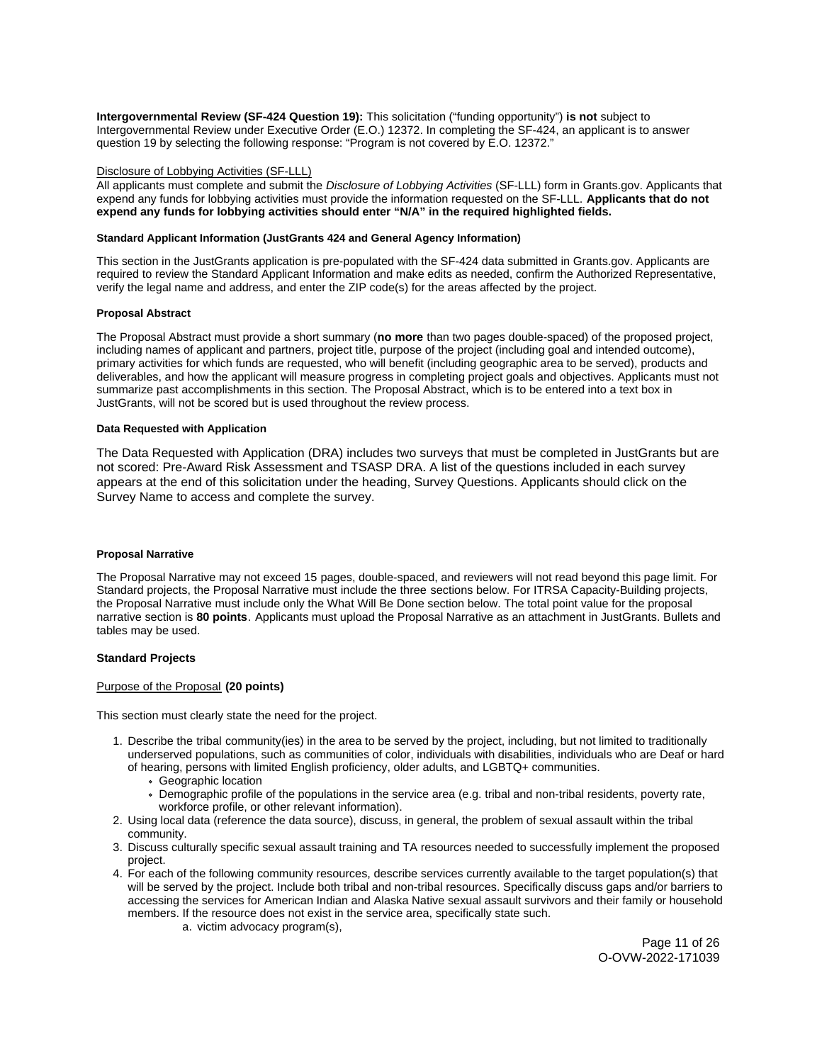**Intergovernmental Review (SF-424 Question 19):** This solicitation ("funding opportunity") **is not** subject to Intergovernmental Review under Executive Order (E.O.) 12372. In completing the SF-424, an applicant is to answer question 19 by selecting the following response: "Program is not covered by E.O. 12372."

Disclosure of Lobbying Activities (SF-LLL)

All applicants must complete and submit the *Disclosure of Lobbying Activities* (SF-LLL) form in Grants.gov. Applicants that expend any funds for lobbying activities must provide the information requested on the SF-LLL. **Applicants that do not expend any funds for lobbying activities should enter "N/A" in the required highlighted fields.**

#### Standard Applicant Information (JustGrants 424 and General Agency Information)

This section in the JustGrants application is pre-populated with the SF-424 data submitted in Grants.gov. Applicants are required to review the Standard Applicant Information and make edits as needed, confirm the Authorized Representative, verify the legal name and address, and enter the ZIP code(s) for the areas affected by the project.

#### Proposal Abstract

The Proposal Abstract must provide a short summary (**no more** than two pages double-spaced) of the proposed project, including names of applicant and partners, project title, purpose of the project (including goal and intended outcome), primary activities for which funds are requested, who will benefit (including geographic area to be served), products and deliverables, and how the applicant will measure progress in completing project goals and objectives. Applicants must not summarize past accomplishments in this section. The Proposal Abstract, which is to be entered into a text box in JustGrants, will not be scored but is used throughout the review process.

#### Data Requested with Application

The Data Requested with Application (DRA) includes two surveys that must be completed in JustGrants but are not scored: Pre-Award Risk Assessment and TSASP DRA. A list of the questions included in each survey appears at the end of this solicitation under the heading, Survey Questions. Applicants should click on the Survey Name to access and complete the survey.

#### Proposal Narrative

The Proposal Narrative may not exceed 15 pages, double-spaced, and reviewers will not read beyond this page limit. For Standard projects, the Proposal Narrative must include the three sections below. For ITRSA Capacity-Building projects, the Proposal Narrative must include only the What Will Be Done section below. The total point value for the proposal narrative section is **80 points**. Applicants must upload the Proposal Narrative as an attachment in JustGrants. Bullets and tables may be used.

### Standard Projects

Purpose of the Proposal **(20 points)**

This section must clearly state the need for the project.

1. Describe the tribal community(ies) in the area to be served by the project, including, but not limited to traditionally underserved populations, such as communities of color, individuals with disabilities, individuals who are Deaf or hard of hearing, persons with limited English proficiency, older adults, and LGBTQ+ communities.
   - Geographic location
   - Demographic profile of the populations in the service area (e.g. tribal and non-tribal residents, poverty rate, workforce profile, or other relevant information).
2. Using local data (reference the data source), discuss, in general, the problem of sexual assault within the tribal community.
3. Discuss culturally specific sexual assault training and TA resources needed to successfully implement the proposed project.
4. For each of the following community resources, describe services currently available to the target population(s) that will be served by the project. Include both tribal and non-tribal resources. Specifically discuss gaps and/or barriers to accessing the services for American Indian and Alaska Native sexual assault survivors and their family or household members. If the resource does not exist in the service area, specifically state such.
   a. victim advocacy program(s),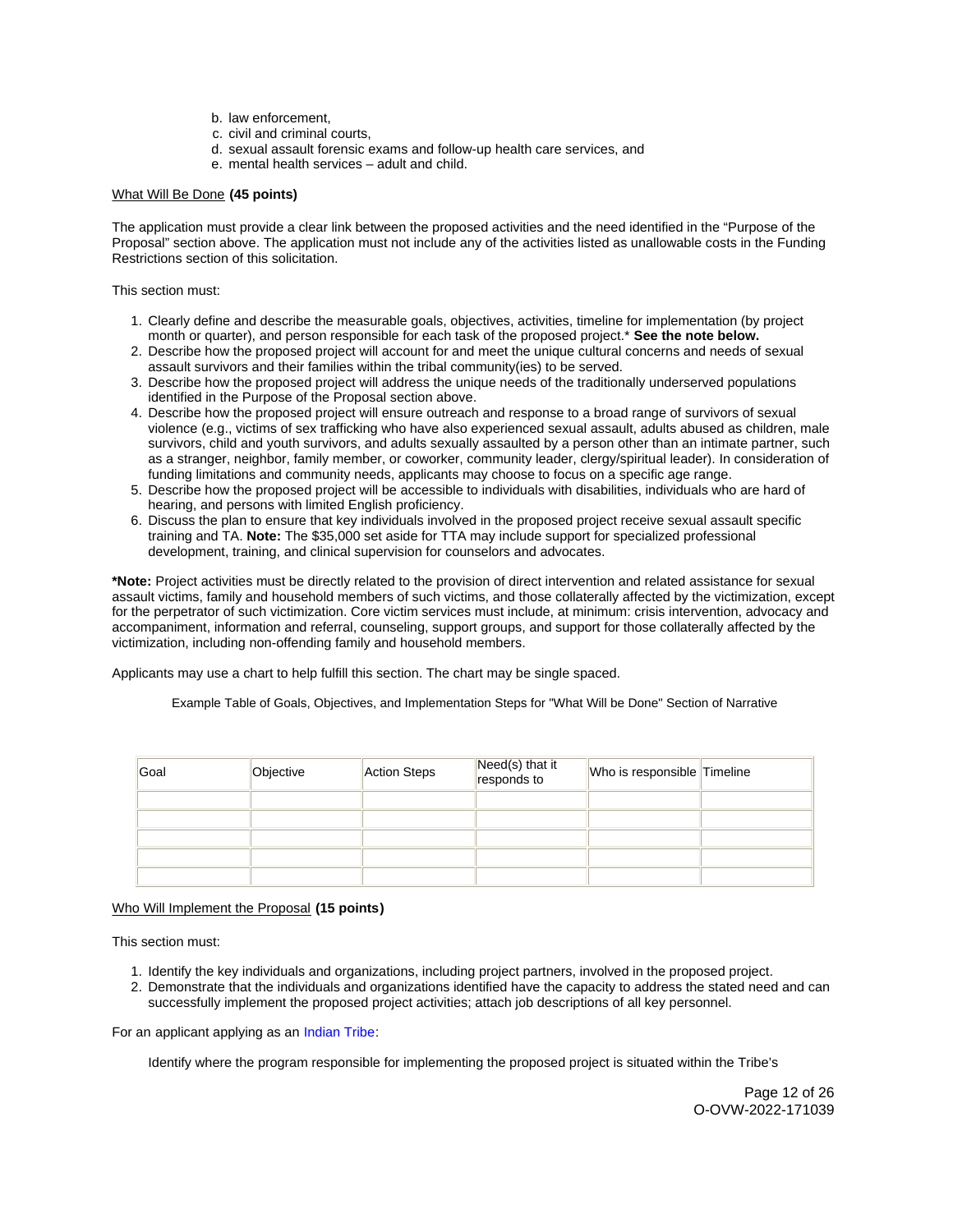b. law enforcement,
c. civil and criminal courts,
d. sexual assault forensic exams and follow-up health care services, and
e. mental health services – adult and child.

What Will Be Done **(45 points)**

The application must provide a clear link between the proposed activities and the need identified in the "Purpose of the Proposal" section above. The application must not include any of the activities listed as unallowable costs in the Funding Restrictions section of this solicitation.

This section must:

1. Clearly define and describe the measurable goals, objectives, activities, timeline for implementation (by project month or quarter), and person responsible for each task of the proposed project.* **See the note below.**
2. Describe how the proposed project will account for and meet the unique cultural concerns and needs of sexual assault survivors and their families within the tribal community(ies) to be served.
3. Describe how the proposed project will address the unique needs of the traditionally underserved populations identified in the Purpose of the Proposal section above.
4. Describe how the proposed project will ensure outreach and response to a broad range of survivors of sexual violence (e.g., victims of sex trafficking who have also experienced sexual assault, adults abused as children, male survivors, child and youth survivors, and adults sexually assaulted by a person other than an intimate partner, such as a stranger, neighbor, family member, or coworker, community leader, clergy/spiritual leader). In consideration of funding limitations and community needs, applicants may choose to focus on a specific age range.
5. Describe how the proposed project will be accessible to individuals with disabilities, individuals who are hard of hearing, and persons with limited English proficiency.
6. Discuss the plan to ensure that key individuals involved in the proposed project receive sexual assault specific training and TA. **Note:** The $35,000 set aside for TTA may include support for specialized professional development, training, and clinical supervision for counselors and advocates.

***Note:** Project activities must be directly related to the provision of direct intervention and related assistance for sexual assault victims, family and household members of such victims, and those collaterally affected by the victimization, except for the perpetrator of such victimization. Core victim services must include, at minimum: crisis intervention, advocacy and accompaniment, information and referral, counseling, support groups, and support for those collaterally affected by the victimization, including non-offending family and household members.

Applicants may use a chart to help fulfill this section. The chart may be single spaced.

Example Table of Goals, Objectives, and Implementation Steps for "What Will be Done" Section of Narrative

| Goal | Objective | Action Steps | Need(s) that it responds to | Who is responsible | Timeline |
|---|---|---|---|---|---|
| | | | | | |
| | | | | | |
| | | | | | |
| | | | | | |
| | | | | | |

Who Will Implement the Proposal **(15 points)**

This section must:

1. Identify the key individuals and organizations, including project partners, involved in the proposed project.
2. Demonstrate that the individuals and organizations identified have the capacity to address the stated need and can successfully implement the proposed project activities; attach job descriptions of all key personnel.

For an applicant applying as an Indian Tribe:

Identify where the program responsible for implementing the proposed project is situated within the Tribe's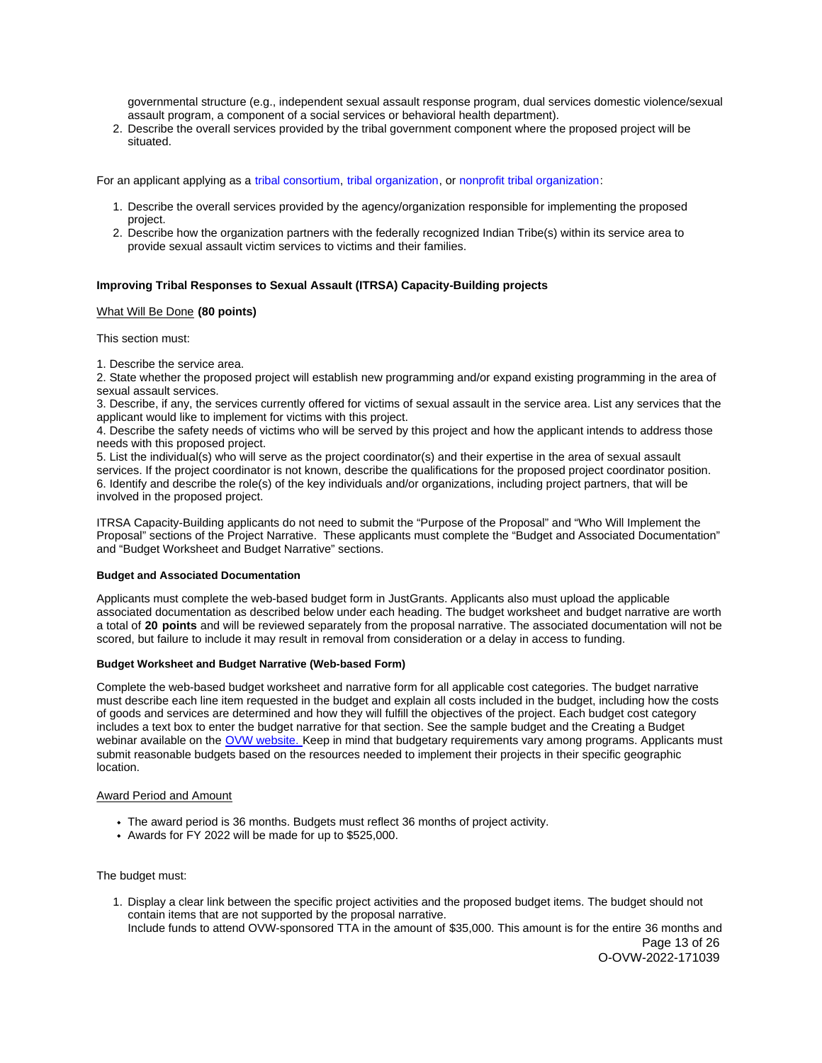governmental structure (e.g., independent sexual assault response program, dual services domestic violence/sexual assault program, a component of a social services or behavioral health department).
2. Describe the overall services provided by the tribal government component where the proposed project will be situated.

For an applicant applying as a tribal consortium, tribal organization, or nonprofit tribal organization:

1. Describe the overall services provided by the agency/organization responsible for implementing the proposed project.
2. Describe how the organization partners with the federally recognized Indian Tribe(s) within its service area to provide sexual assault victim services to victims and their families.

**Improving Tribal Responses to Sexual Assault (ITRSA) Capacity-Building projects**

What Will Be Done **(80 points)**

This section must:

1. Describe the service area.
2. State whether the proposed project will establish new programming and/or expand existing programming in the area of sexual assault services.
3. Describe, if any, the services currently offered for victims of sexual assault in the service area. List any services that the applicant would like to implement for victims with this project.
4. Describe the safety needs of victims who will be served by this project and how the applicant intends to address those needs with this proposed project.
5. List the individual(s) who will serve as the project coordinator(s) and their expertise in the area of sexual assault services. If the project coordinator is not known, describe the qualifications for the proposed project coordinator position.
6. Identify and describe the role(s) of the key individuals and/or organizations, including project partners, that will be involved in the proposed project.

ITRSA Capacity-Building applicants do not need to submit the "Purpose of the Proposal" and "Who Will Implement the Proposal" sections of the Project Narrative. These applicants must complete the "Budget and Associated Documentation" and "Budget Worksheet and Budget Narrative" sections.

**Budget and Associated Documentation**

Applicants must complete the web-based budget form in JustGrants. Applicants also must upload the applicable associated documentation as described below under each heading. The budget worksheet and budget narrative are worth a total of **20 points** and will be reviewed separately from the proposal narrative. The associated documentation will not be scored, but failure to include it may result in removal from consideration or a delay in access to funding.

**Budget Worksheet and Budget Narrative (Web-based Form)**

Complete the web-based budget worksheet and narrative form for all applicable cost categories. The budget narrative must describe each line item requested in the budget and explain all costs included in the budget, including how the costs of goods and services are determined and how they will fulfill the objectives of the project. Each budget cost category includes a text box to enter the budget narrative for that section. See the sample budget and the Creating a Budget webinar available on the OVW website. Keep in mind that budgetary requirements vary among programs. Applicants must submit reasonable budgets based on the resources needed to implement their projects in their specific geographic location.

Award Period and Amount

- The award period is 36 months. Budgets must reflect 36 months of project activity.
- Awards for FY 2022 will be made for up to $525,000.

The budget must:

1. Display a clear link between the specific project activities and the proposed budget items. The budget should not contain items that are not supported by the proposal narrative.
   Include funds to attend OVW-sponsored TTA in the amount of $35,000. This amount is for the entire 36 months and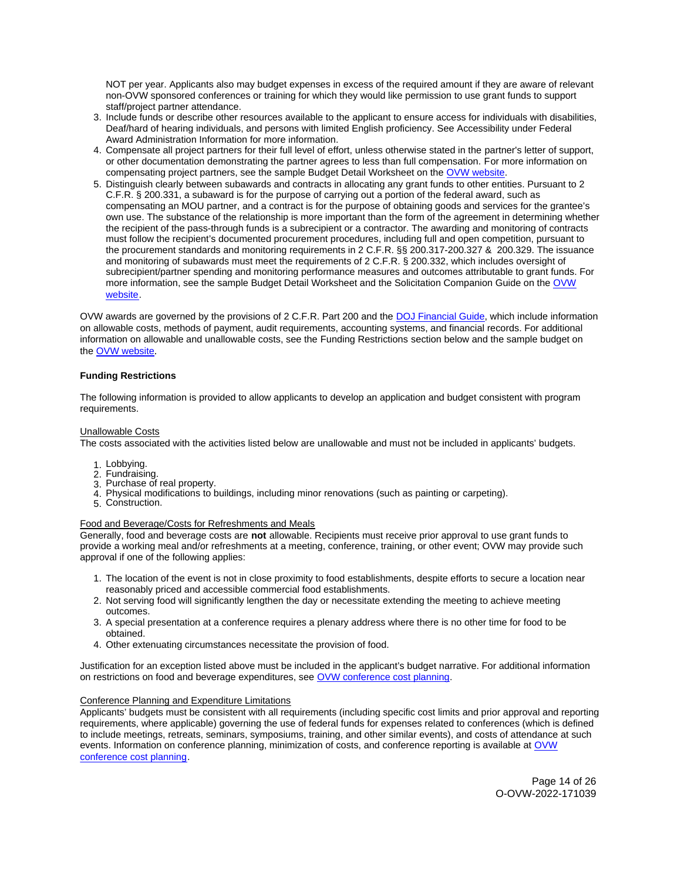NOT per year. Applicants also may budget expenses in excess of the required amount if they are aware of relevant non-OVW sponsored conferences or training for which they would like permission to use grant funds to support staff/project partner attendance.

3. Include funds or describe other resources available to the applicant to ensure access for individuals with disabilities, Deaf/hard of hearing individuals, and persons with limited English proficiency. See Accessibility under Federal Award Administration Information for more information.
4. Compensate all project partners for their full level of effort, unless otherwise stated in the partner's letter of support, or other documentation demonstrating the partner agrees to less than full compensation. For more information on compensating project partners, see the sample Budget Detail Worksheet on the OVW website.
5. Distinguish clearly between subawards and contracts in allocating any grant funds to other entities. Pursuant to 2 C.F.R. § 200.331, a subaward is for the purpose of carrying out a portion of the federal award, such as compensating an MOU partner, and a contract is for the purpose of obtaining goods and services for the grantee's own use. The substance of the relationship is more important than the form of the agreement in determining whether the recipient of the pass-through funds is a subrecipient or a contractor. The awarding and monitoring of contracts must follow the recipient's documented procurement procedures, including full and open competition, pursuant to the procurement standards and monitoring requirements in 2 C.F.R. §§ 200.317-200.327 & 200.329. The issuance and monitoring of subawards must meet the requirements of 2 C.F.R. § 200.332, which includes oversight of subrecipient/partner spending and monitoring performance measures and outcomes attributable to grant funds. For more information, see the sample Budget Detail Worksheet and the Solicitation Companion Guide on the OVW website.

OVW awards are governed by the provisions of 2 C.F.R. Part 200 and the DOJ Financial Guide, which include information on allowable costs, methods of payment, audit requirements, accounting systems, and financial records. For additional information on allowable and unallowable costs, see the Funding Restrictions section below and the sample budget on the OVW website.

**Funding Restrictions**

The following information is provided to allow applicants to develop an application and budget consistent with program requirements.

Unallowable Costs

The costs associated with the activities listed below are unallowable and must not be included in applicants' budgets.

1. Lobbying.
2. Fundraising.
3. Purchase of real property.
4. Physical modifications to buildings, including minor renovations (such as painting or carpeting).
5. Construction.

Food and Beverage/Costs for Refreshments and Meals

Generally, food and beverage costs are **not** allowable. Recipients must receive prior approval to use grant funds to provide a working meal and/or refreshments at a meeting, conference, training, or other event; OVW may provide such approval if one of the following applies:

1. The location of the event is not in close proximity to food establishments, despite efforts to secure a location near reasonably priced and accessible commercial food establishments.
2. Not serving food will significantly lengthen the day or necessitate extending the meeting to achieve meeting outcomes.
3. A special presentation at a conference requires a plenary address where there is no other time for food to be obtained.
4. Other extenuating circumstances necessitate the provision of food.

Justification for an exception listed above must be included in the applicant's budget narrative. For additional information on restrictions on food and beverage expenditures, see OVW conference cost planning.

Conference Planning and Expenditure Limitations

Applicants' budgets must be consistent with all requirements (including specific cost limits and prior approval and reporting requirements, where applicable) governing the use of federal funds for expenses related to conferences (which is defined to include meetings, retreats, seminars, symposiums, training, and other similar events), and costs of attendance at such events. Information on conference planning, minimization of costs, and conference reporting is available at OVW conference cost planning.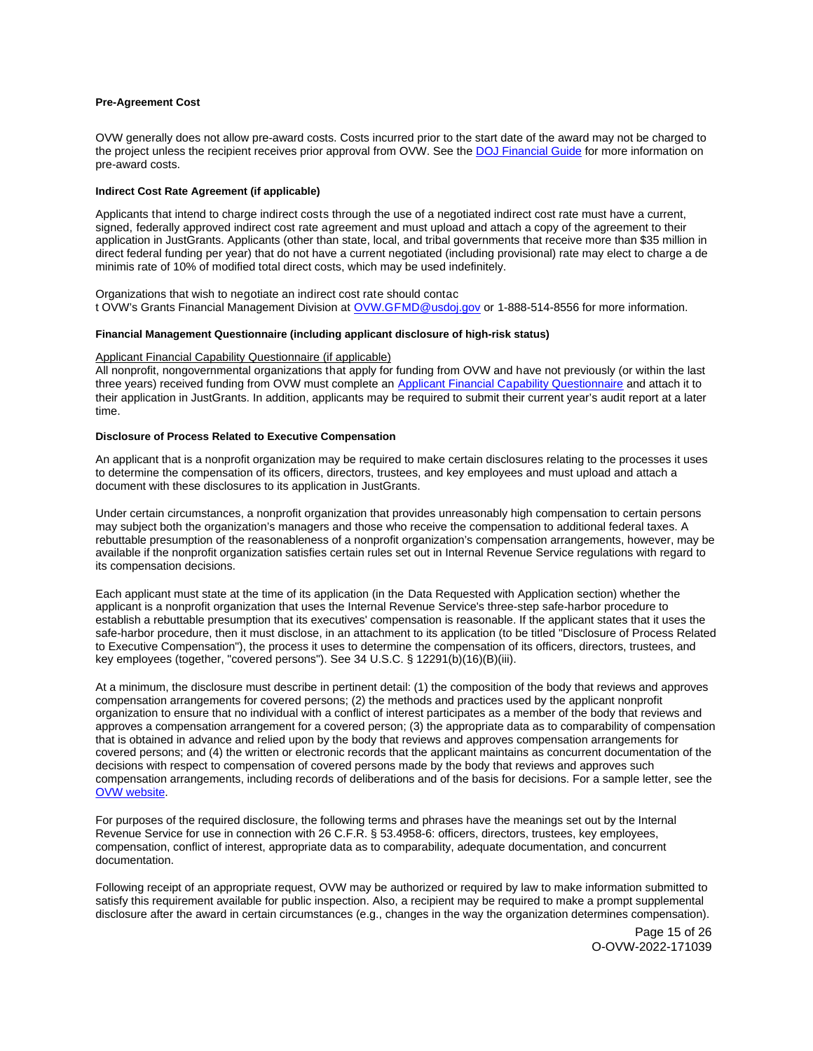**Pre-Agreement Cost**

OVW generally does not allow pre-award costs. Costs incurred prior to the start date of the award may not be charged to the project unless the recipient receives prior approval from OVW. See the [DOJ Financial Guide] for more information on pre-award costs.

**Indirect Cost Rate Agreement (if applicable)**

Applicants that intend to charge indirect costs through the use of a negotiated indirect cost rate must have a current, signed, federally approved indirect cost rate agreement and must upload and attach a copy of the agreement to their application in JustGrants. Applicants (other than state, local, and tribal governments that receive more than $35 million in direct federal funding per year) that do not have a current negotiated (including provisional) rate may elect to charge a de minimis rate of 10% of modified total direct costs, which may be used indefinitely.

Organizations that wish to negotiate an indirect cost rate should contact OVW's Grants Financial Management Division at OVW.GFMD@usdoj.gov or 1-888-514-8556 for more information.

**Financial Management Questionnaire (including applicant disclosure of high-risk status)**

Applicant Financial Capability Questionnaire (if applicable)

All nonprofit, nongovernmental organizations that apply for funding from OVW and have not previously (or within the last three years) received funding from OVW must complete an [Applicant Financial Capability Questionnaire] and attach it to their application in JustGrants. In addition, applicants may be required to submit their current year's audit report at a later time.

**Disclosure of Process Related to Executive Compensation**

An applicant that is a nonprofit organization may be required to make certain disclosures relating to the processes it uses to determine the compensation of its officers, directors, trustees, and key employees and must upload and attach a document with these disclosures to its application in JustGrants.

Under certain circumstances, a nonprofit organization that provides unreasonably high compensation to certain persons may subject both the organization's managers and those who receive the compensation to additional federal taxes. A rebuttable presumption of the reasonableness of a nonprofit organization's compensation arrangements, however, may be available if the nonprofit organization satisfies certain rules set out in Internal Revenue Service regulations with regard to its compensation decisions.

Each applicant must state at the time of its application (in the Data Requested with Application section) whether the applicant is a nonprofit organization that uses the Internal Revenue Service's three-step safe-harbor procedure to establish a rebuttable presumption that its executives' compensation is reasonable. If the applicant states that it uses the safe-harbor procedure, then it must disclose, in an attachment to its application (to be titled "Disclosure of Process Related to Executive Compensation"), the process it uses to determine the compensation of its officers, directors, trustees, and key employees (together, "covered persons"). See 34 U.S.C. § 12291(b)(16)(B)(iii).

At a minimum, the disclosure must describe in pertinent detail: (1) the composition of the body that reviews and approves compensation arrangements for covered persons; (2) the methods and practices used by the applicant nonprofit organization to ensure that no individual with a conflict of interest participates as a member of the body that reviews and approves a compensation arrangement for a covered person; (3) the appropriate data as to comparability of compensation that is obtained in advance and relied upon by the body that reviews and approves compensation arrangements for covered persons; and (4) the written or electronic records that the applicant maintains as concurrent documentation of the decisions with respect to compensation of covered persons made by the body that reviews and approves such compensation arrangements, including records of deliberations and of the basis for decisions. For a sample letter, see the [OVW website].

For purposes of the required disclosure, the following terms and phrases have the meanings set out by the Internal Revenue Service for use in connection with 26 C.F.R. § 53.4958-6: officers, directors, trustees, key employees, compensation, conflict of interest, appropriate data as to comparability, adequate documentation, and concurrent documentation.

Following receipt of an appropriate request, OVW may be authorized or required by law to make information submitted to satisfy this requirement available for public inspection. Also, a recipient may be required to make a prompt supplemental disclosure after the award in certain circumstances (e.g., changes in the way the organization determines compensation).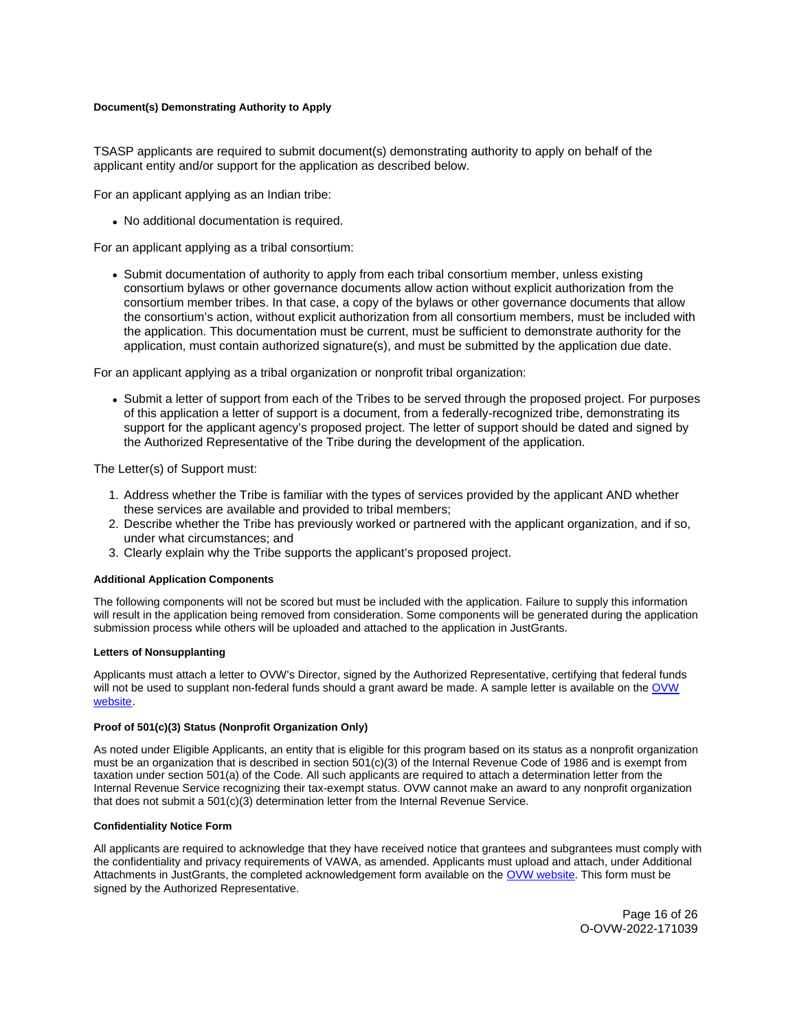#### Document(s) Demonstrating Authority to Apply

TSASP applicants are required to submit document(s) demonstrating authority to apply on behalf of the applicant entity and/or support for the application as described below.

For an applicant applying as an Indian tribe:

- No additional documentation is required.

For an applicant applying as a tribal consortium:

- Submit documentation of authority to apply from each tribal consortium member, unless existing consortium bylaws or other governance documents allow action without explicit authorization from the consortium member tribes. In that case, a copy of the bylaws or other governance documents that allow the consortium's action, without explicit authorization from all consortium members, must be included with the application. This documentation must be current, must be sufficient to demonstrate authority for the application, must contain authorized signature(s), and must be submitted by the application due date.

For an applicant applying as a tribal organization or nonprofit tribal organization:

- Submit a letter of support from each of the Tribes to be served through the proposed project. For purposes of this application a letter of support is a document, from a federally-recognized tribe, demonstrating its support for the applicant agency's proposed project. The letter of support should be dated and signed by the Authorized Representative of the Tribe during the development of the application.

The Letter(s) of Support must:

1. Address whether the Tribe is familiar with the types of services provided by the applicant AND whether these services are available and provided to tribal members;
2. Describe whether the Tribe has previously worked or partnered with the applicant organization, and if so, under what circumstances; and
3. Clearly explain why the Tribe supports the applicant's proposed project.

#### Additional Application Components

The following components will not be scored but must be included with the application. Failure to supply this information will result in the application being removed from consideration. Some components will be generated during the application submission process while others will be uploaded and attached to the application in JustGrants.

#### Letters of Nonsupplanting

Applicants must attach a letter to OVW's Director, signed by the Authorized Representative, certifying that federal funds will not be used to supplant non-federal funds should a grant award be made. A sample letter is available on the OVW website.

#### Proof of 501(c)(3) Status (Nonprofit Organization Only)

As noted under Eligible Applicants, an entity that is eligible for this program based on its status as a nonprofit organization must be an organization that is described in section 501(c)(3) of the Internal Revenue Code of 1986 and is exempt from taxation under section 501(a) of the Code. All such applicants are required to attach a determination letter from the Internal Revenue Service recognizing their tax-exempt status. OVW cannot make an award to any nonprofit organization that does not submit a 501(c)(3) determination letter from the Internal Revenue Service.

#### Confidentiality Notice Form

All applicants are required to acknowledge that they have received notice that grantees and subgrantees must comply with the confidentiality and privacy requirements of VAWA, as amended. Applicants must upload and attach, under Additional Attachments in JustGrants, the completed acknowledgement form available on the OVW website. This form must be signed by the Authorized Representative.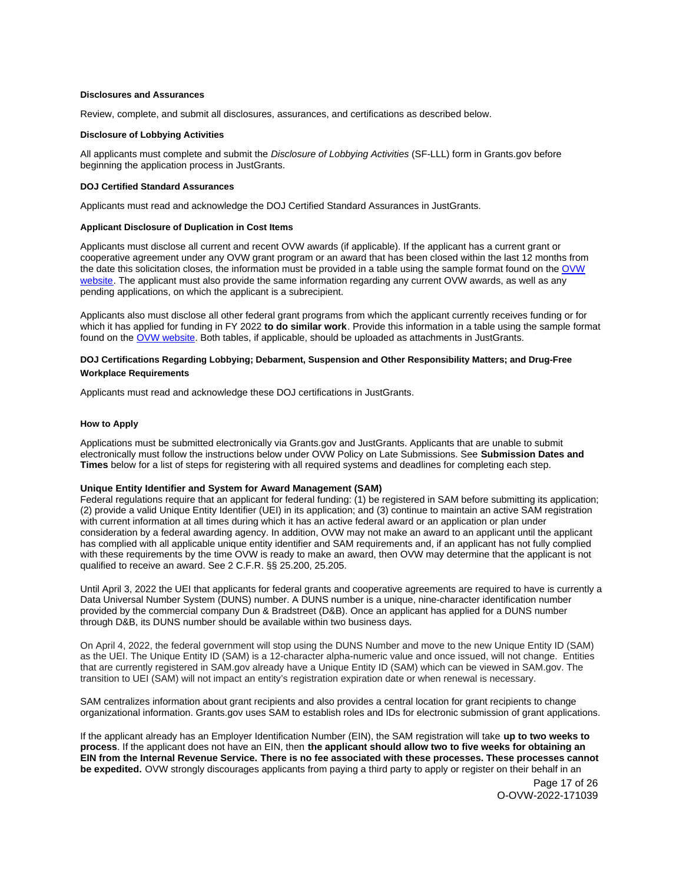#### Disclosures and Assurances

Review, complete, and submit all disclosures, assurances, and certifications as described below.

#### Disclosure of Lobbying Activities

All applicants must complete and submit the *Disclosure of Lobbying Activities* (SF-LLL) form in Grants.gov before beginning the application process in JustGrants.

#### DOJ Certified Standard Assurances

Applicants must read and acknowledge the DOJ Certified Standard Assurances in JustGrants.

#### Applicant Disclosure of Duplication in Cost Items

Applicants must disclose all current and recent OVW awards (if applicable). If the applicant has a current grant or cooperative agreement under any OVW grant program or an award that has been closed within the last 12 months from the date this solicitation closes, the information must be provided in a table using the sample format found on the OVW website. The applicant must also provide the same information regarding any current OVW awards, as well as any pending applications, on which the applicant is a subrecipient.

Applicants also must disclose all other federal grant programs from which the applicant currently receives funding or for which it has applied for funding in FY 2022 **to do similar work**. Provide this information in a table using the sample format found on the OVW website. Both tables, if applicable, should be uploaded as attachments in JustGrants.

#### DOJ Certifications Regarding Lobbying; Debarment, Suspension and Other Responsibility Matters; and Drug-Free Workplace Requirements

Applicants must read and acknowledge these DOJ certifications in JustGrants.

#### How to Apply

Applications must be submitted electronically via Grants.gov and JustGrants. Applicants that are unable to submit electronically must follow the instructions below under OVW Policy on Late Submissions. See **Submission Dates and Times** below for a list of steps for registering with all required systems and deadlines for completing each step.

#### Unique Entity Identifier and System for Award Management (SAM)

Federal regulations require that an applicant for federal funding: (1) be registered in SAM before submitting its application; (2) provide a valid Unique Entity Identifier (UEI) in its application; and (3) continue to maintain an active SAM registration with current information at all times during which it has an active federal award or an application or plan under consideration by a federal awarding agency. In addition, OVW may not make an award to an applicant until the applicant has complied with all applicable unique entity identifier and SAM requirements and, if an applicant has not fully complied with these requirements by the time OVW is ready to make an award, then OVW may determine that the applicant is not qualified to receive an award. See 2 C.F.R. §§ 25.200, 25.205.

Until April 3, 2022 the UEI that applicants for federal grants and cooperative agreements are required to have is currently a Data Universal Number System (DUNS) number. A DUNS number is a unique, nine-character identification number provided by the commercial company Dun & Bradstreet (D&B). Once an applicant has applied for a DUNS number through D&B, its DUNS number should be available within two business days.

On April 4, 2022, the federal government will stop using the DUNS Number and move to the new Unique Entity ID (SAM) as the UEI. The Unique Entity ID (SAM) is a 12-character alpha-numeric value and once issued, will not change. Entities that are currently registered in SAM.gov already have a Unique Entity ID (SAM) which can be viewed in SAM.gov. The transition to UEI (SAM) will not impact an entity's registration expiration date or when renewal is necessary.

SAM centralizes information about grant recipients and also provides a central location for grant recipients to change organizational information. Grants.gov uses SAM to establish roles and IDs for electronic submission of grant applications.

If the applicant already has an Employer Identification Number (EIN), the SAM registration will take **up to two weeks to process**. If the applicant does not have an EIN, then **the applicant should allow two to five weeks for obtaining an EIN from the Internal Revenue Service. There is no fee associated with these processes. These processes cannot be expedited.** OVW strongly discourages applicants from paying a third party to apply or register on their behalf in an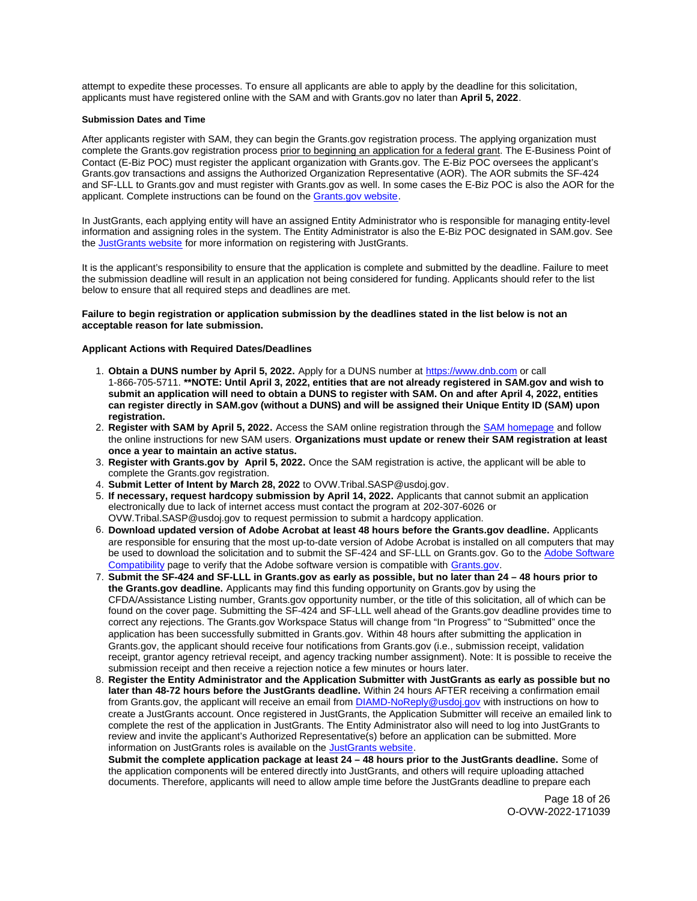attempt to expedite these processes. To ensure all applicants are able to apply by the deadline for this solicitation, applicants must have registered online with the SAM and with Grants.gov no later than **April 5, 2022**.

#### Submission Dates and Time

After applicants register with SAM, they can begin the Grants.gov registration process. The applying organization must complete the Grants.gov registration process prior to beginning an application for a federal grant. The E-Business Point of Contact (E-Biz POC) must register the applicant organization with Grants.gov. The E-Biz POC oversees the applicant's Grants.gov transactions and assigns the Authorized Organization Representative (AOR). The AOR submits the SF-424 and SF-LLL to Grants.gov and must register with Grants.gov as well. In some cases the E-Biz POC is also the AOR for the applicant. Complete instructions can be found on the Grants.gov website.

In JustGrants, each applying entity will have an assigned Entity Administrator who is responsible for managing entity-level information and assigning roles in the system. The Entity Administrator is also the E-Biz POC designated in SAM.gov. See the JustGrants website for more information on registering with JustGrants.

It is the applicant's responsibility to ensure that the application is complete and submitted by the deadline. Failure to meet the submission deadline will result in an application not being considered for funding. Applicants should refer to the list below to ensure that all required steps and deadlines are met.

**Failure to begin registration or application submission by the deadlines stated in the list below is not an acceptable reason for late submission.**

#### Applicant Actions with Required Dates/Deadlines

1. **Obtain a DUNS number by April 5, 2022.** Apply for a DUNS number at https://www.dnb.com or call 1-866-705-5711. **\*\*NOTE: Until April 3, 2022, entities that are not already registered in SAM.gov and wish to submit an application will need to obtain a DUNS to register with SAM. On and after April 4, 2022, entities can register directly in SAM.gov (without a DUNS) and will be assigned their Unique Entity ID (SAM) upon registration.**
2. **Register with SAM by April 5, 2022.** Access the SAM online registration through the SAM homepage and follow the online instructions for new SAM users. **Organizations must update or renew their SAM registration at least once a year to maintain an active status.**
3. **Register with Grants.gov by April 5, 2022.** Once the SAM registration is active, the applicant will be able to complete the Grants.gov registration.
4. **Submit Letter of Intent by March 28, 2022** to OVW.Tribal.SASP@usdoj.gov.
5. **If necessary, request hardcopy submission by April 14, 2022.** Applicants that cannot submit an application electronically due to lack of internet access must contact the program at 202-307-6026 or OVW.Tribal.SASP@usdoj.gov to request permission to submit a hardcopy application.
6. **Download updated version of Adobe Acrobat at least 48 hours before the Grants.gov deadline.** Applicants are responsible for ensuring that the most up-to-date version of Adobe Acrobat is installed on all computers that may be used to download the solicitation and to submit the SF-424 and SF-LLL on Grants.gov. Go to the Adobe Software Compatibility page to verify that the Adobe software version is compatible with Grants.gov.
7. **Submit the SF-424 and SF-LLL in Grants.gov as early as possible, but no later than 24 – 48 hours prior to the Grants.gov deadline.** Applicants may find this funding opportunity on Grants.gov by using the CFDA/Assistance Listing number, Grants.gov opportunity number, or the title of this solicitation, all of which can be found on the cover page. Submitting the SF-424 and SF-LLL well ahead of the Grants.gov deadline provides time to correct any rejections. The Grants.gov Workspace Status will change from "In Progress" to "Submitted" once the application has been successfully submitted in Grants.gov. Within 48 hours after submitting the application in Grants.gov, the applicant should receive four notifications from Grants.gov (i.e., submission receipt, validation receipt, grantor agency retrieval receipt, and agency tracking number assignment). Note: It is possible to receive the submission receipt and then receive a rejection notice a few minutes or hours later.
8. **Register the Entity Administrator and the Application Submitter with JustGrants as early as possible but no later than 48-72 hours before the JustGrants deadline.** Within 24 hours AFTER receiving a confirmation email from Grants.gov, the applicant will receive an email from DIAMD-NoReply@usdoj.gov with instructions on how to create a JustGrants account. Once registered in JustGrants, the Application Submitter will receive an emailed link to complete the rest of the application in JustGrants. The Entity Administrator also will need to log into JustGrants to review and invite the applicant's Authorized Representative(s) before an application can be submitted. More information on JustGrants roles is available on the JustGrants website.

   **Submit the complete application package at least 24 – 48 hours prior to the JustGrants deadline.** Some of the application components will be entered directly into JustGrants, and others will require uploading attached documents. Therefore, applicants will need to allow ample time before the JustGrants deadline to prepare each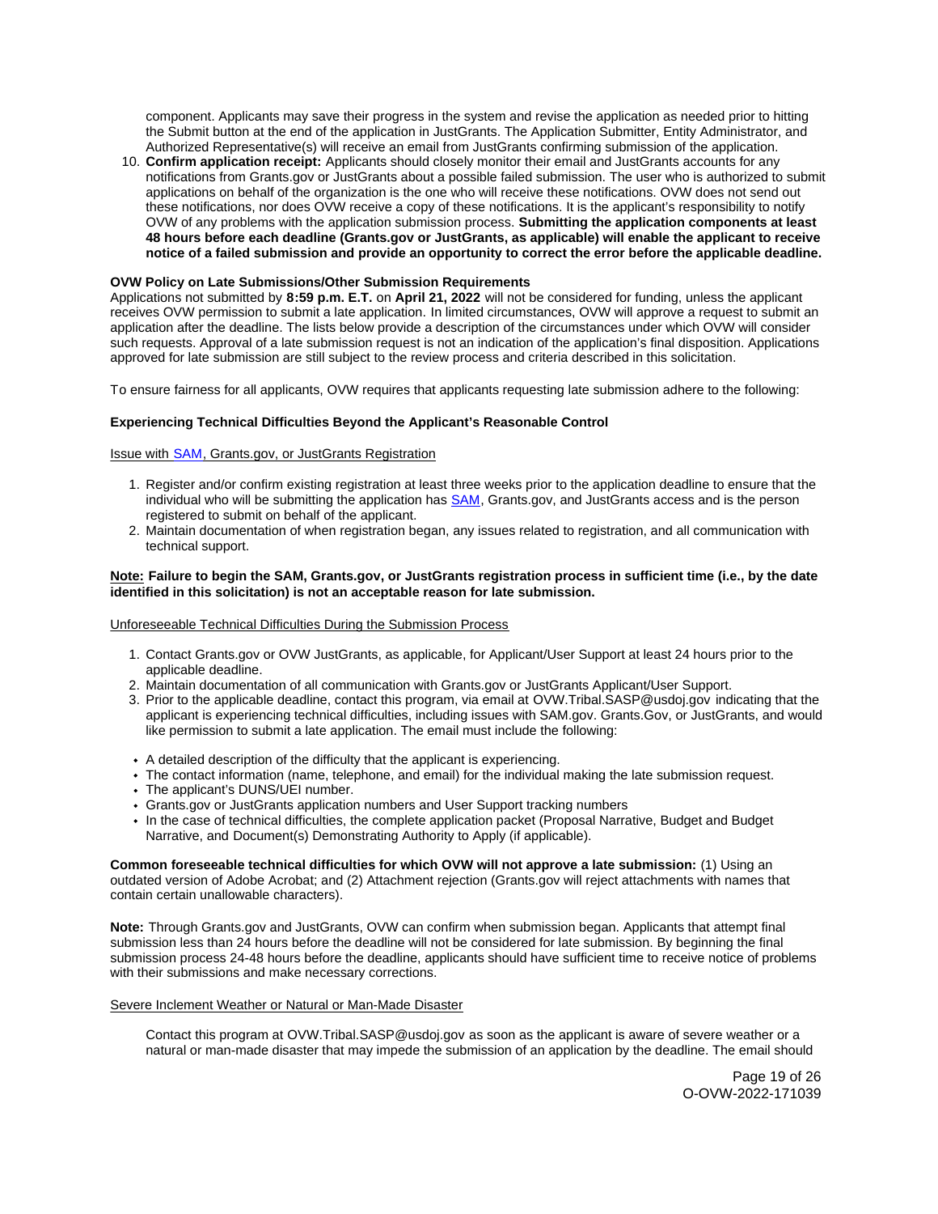component. Applicants may save their progress in the system and revise the application as needed prior to hitting the Submit button at the end of the application in JustGrants. The Application Submitter, Entity Administrator, and Authorized Representative(s) will receive an email from JustGrants confirming submission of the application.

10. **Confirm application receipt:** Applicants should closely monitor their email and JustGrants accounts for any notifications from Grants.gov or JustGrants about a possible failed submission. The user who is authorized to submit applications on behalf of the organization is the one who will receive these notifications. OVW does not send out these notifications, nor does OVW receive a copy of these notifications. It is the applicant's responsibility to notify OVW of any problems with the application submission process. **Submitting the application components at least 48 hours before each deadline (Grants.gov or JustGrants, as applicable) will enable the applicant to receive notice of a failed submission and provide an opportunity to correct the error before the applicable deadline.**

**OVW Policy on Late Submissions/Other Submission Requirements**

Applications not submitted by **8:59 p.m. E.T.** on **April 21, 2022** will not be considered for funding, unless the applicant receives OVW permission to submit a late application. In limited circumstances, OVW will approve a request to submit an application after the deadline. The lists below provide a description of the circumstances under which OVW will consider such requests. Approval of a late submission request is not an indication of the application's final disposition. Applications approved for late submission are still subject to the review process and criteria described in this solicitation.

To ensure fairness for all applicants, OVW requires that applicants requesting late submission adhere to the following:

**Experiencing Technical Difficulties Beyond the Applicant's Reasonable Control**

Issue with SAM, Grants.gov, or JustGrants Registration

1. Register and/or confirm existing registration at least three weeks prior to the application deadline to ensure that the individual who will be submitting the application has SAM, Grants.gov, and JustGrants access and is the person registered to submit on behalf of the applicant.
2. Maintain documentation of when registration began, any issues related to registration, and all communication with technical support.

**Note: Failure to begin the SAM, Grants.gov, or JustGrants registration process in sufficient time (i.e., by the date identified in this solicitation) is not an acceptable reason for late submission.**

Unforeseeable Technical Difficulties During the Submission Process

1. Contact Grants.gov or OVW JustGrants, as applicable, for Applicant/User Support at least 24 hours prior to the applicable deadline.
2. Maintain documentation of all communication with Grants.gov or JustGrants Applicant/User Support.
3. Prior to the applicable deadline, contact this program, via email at OVW.Tribal.SASP@usdoj.gov indicating that the applicant is experiencing technical difficulties, including issues with SAM.gov. Grants.Gov, or JustGrants, and would like permission to submit a late application. The email must include the following:

- A detailed description of the difficulty that the applicant is experiencing.
- The contact information (name, telephone, and email) for the individual making the late submission request.
- The applicant's DUNS/UEI number.
- Grants.gov or JustGrants application numbers and User Support tracking numbers
- In the case of technical difficulties, the complete application packet (Proposal Narrative, Budget and Budget Narrative, and Document(s) Demonstrating Authority to Apply (if applicable).

**Common foreseeable technical difficulties for which OVW will not approve a late submission:** (1) Using an outdated version of Adobe Acrobat; and (2) Attachment rejection (Grants.gov will reject attachments with names that contain certain unallowable characters).

**Note:** Through Grants.gov and JustGrants, OVW can confirm when submission began. Applicants that attempt final submission less than 24 hours before the deadline will not be considered for late submission. By beginning the final submission process 24-48 hours before the deadline, applicants should have sufficient time to receive notice of problems with their submissions and make necessary corrections.

Severe Inclement Weather or Natural or Man-Made Disaster

Contact this program at OVW.Tribal.SASP@usdoj.gov as soon as the applicant is aware of severe weather or a natural or man-made disaster that may impede the submission of an application by the deadline. The email should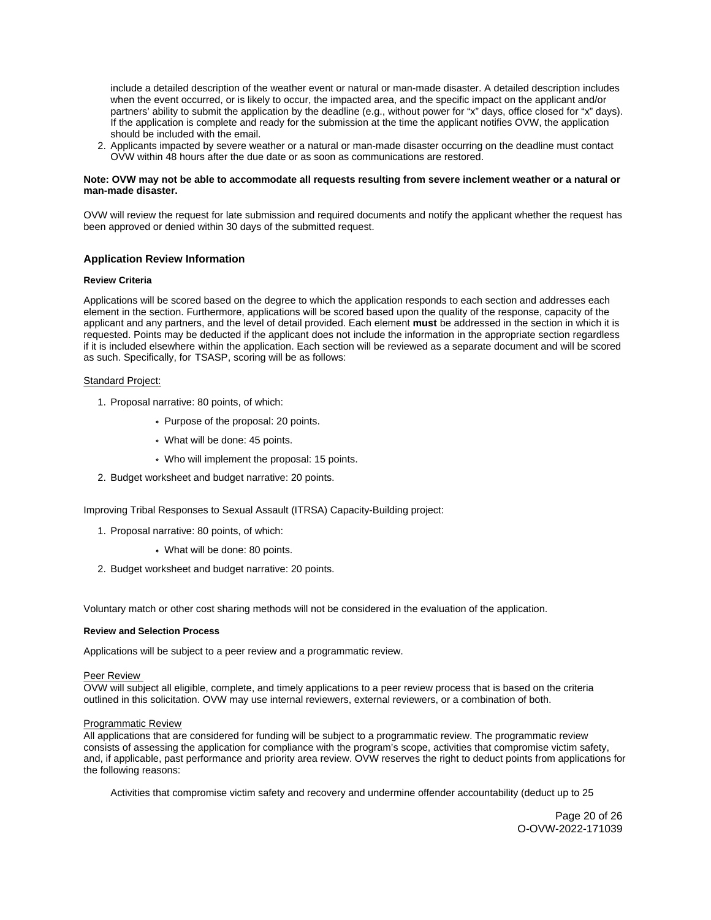include a detailed description of the weather event or natural or man-made disaster. A detailed description includes when the event occurred, or is likely to occur, the impacted area, and the specific impact on the applicant and/or partners' ability to submit the application by the deadline (e.g., without power for "x" days, office closed for "x" days). If the application is complete and ready for the submission at the time the applicant notifies OVW, the application should be included with the email.

2. Applicants impacted by severe weather or a natural or man-made disaster occurring on the deadline must contact OVW within 48 hours after the due date or as soon as communications are restored.

**Note: OVW may not be able to accommodate all requests resulting from severe inclement weather or a natural or man-made disaster.**

OVW will review the request for late submission and required documents and notify the applicant whether the request has been approved or denied within 30 days of the submitted request.

### Application Review Information

#### Review Criteria

Applications will be scored based on the degree to which the application responds to each section and addresses each element in the section. Furthermore, applications will be scored based upon the quality of the response, capacity of the applicant and any partners, and the level of detail provided. Each element **must** be addressed in the section in which it is requested. Points may be deducted if the applicant does not include the information in the appropriate section regardless if it is included elsewhere within the application. Each section will be reviewed as a separate document and will be scored as such. Specifically, for TSASP, scoring will be as follows:

Standard Project:

1. Proposal narrative: 80 points, of which:
    - Purpose of the proposal: 20 points.
    - What will be done: 45 points.
    - Who will implement the proposal: 15 points.
2. Budget worksheet and budget narrative: 20 points.

Improving Tribal Responses to Sexual Assault (ITRSA) Capacity-Building project:

1. Proposal narrative: 80 points, of which:
    - What will be done: 80 points.
2. Budget worksheet and budget narrative: 20 points.

Voluntary match or other cost sharing methods will not be considered in the evaluation of the application.

#### Review and Selection Process

Applications will be subject to a peer review and a programmatic review.

Peer Review

OVW will subject all eligible, complete, and timely applications to a peer review process that is based on the criteria outlined in this solicitation. OVW may use internal reviewers, external reviewers, or a combination of both.

Programmatic Review

All applications that are considered for funding will be subject to a programmatic review. The programmatic review consists of assessing the application for compliance with the program's scope, activities that compromise victim safety, and, if applicable, past performance and priority area review. OVW reserves the right to deduct points from applications for the following reasons:

Activities that compromise victim safety and recovery and undermine offender accountability (deduct up to 25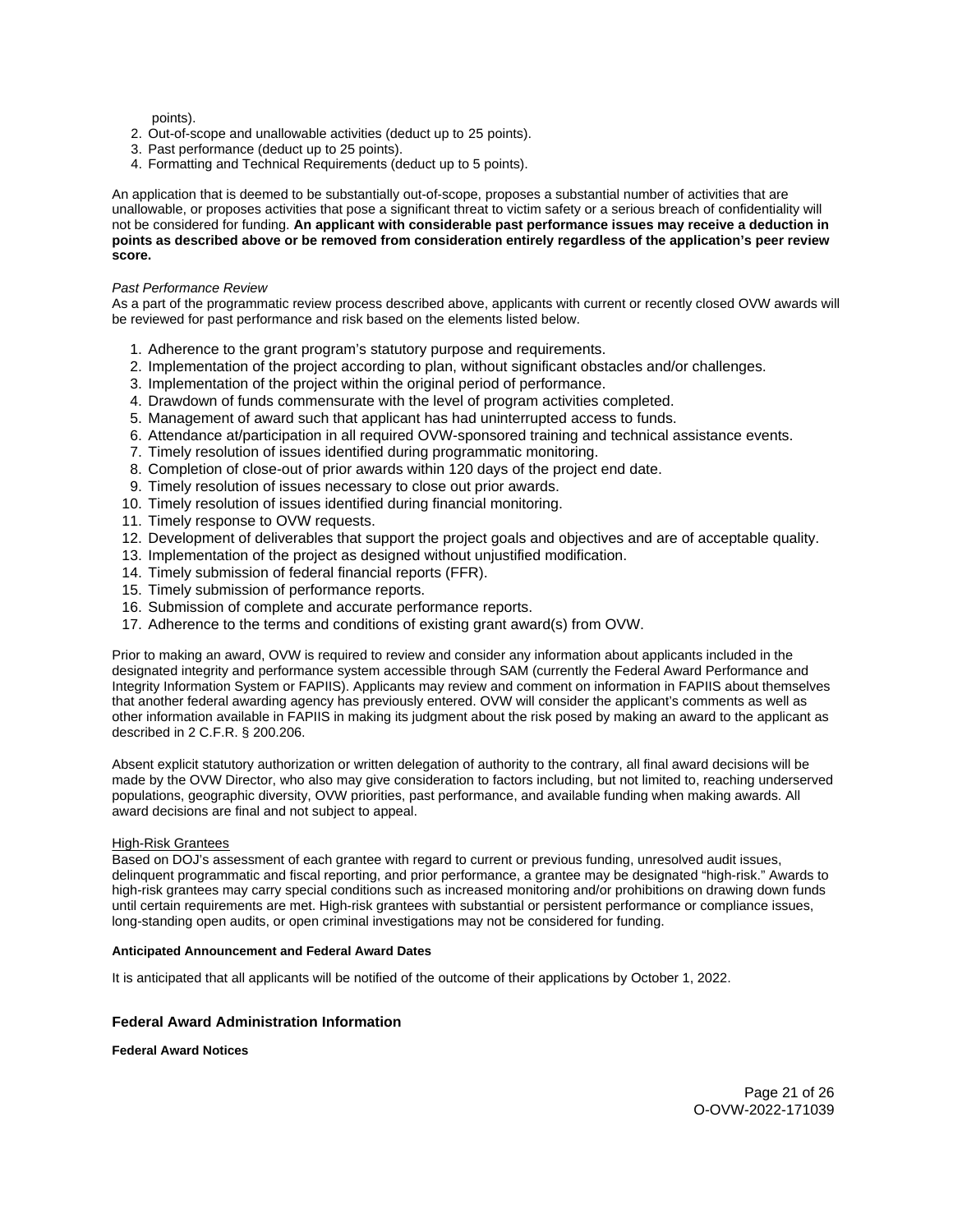points).
2. Out-of-scope and unallowable activities (deduct up to 25 points).
3. Past performance (deduct up to 25 points).
4. Formatting and Technical Requirements (deduct up to 5 points).

An application that is deemed to be substantially out-of-scope, proposes a substantial number of activities that are unallowable, or proposes activities that pose a significant threat to victim safety or a serious breach of confidentiality will not be considered for funding. **An applicant with considerable past performance issues may receive a deduction in points as described above or be removed from consideration entirely regardless of the application's peer review score.**

*Past Performance Review*

As a part of the programmatic review process described above, applicants with current or recently closed OVW awards will be reviewed for past performance and risk based on the elements listed below.

1. Adherence to the grant program's statutory purpose and requirements.
2. Implementation of the project according to plan, without significant obstacles and/or challenges.
3. Implementation of the project within the original period of performance.
4. Drawdown of funds commensurate with the level of program activities completed.
5. Management of award such that applicant has had uninterrupted access to funds.
6. Attendance at/participation in all required OVW-sponsored training and technical assistance events.
7. Timely resolution of issues identified during programmatic monitoring.
8. Completion of close-out of prior awards within 120 days of the project end date.
9. Timely resolution of issues necessary to close out prior awards.
10. Timely resolution of issues identified during financial monitoring.
11. Timely response to OVW requests.
12. Development of deliverables that support the project goals and objectives and are of acceptable quality.
13. Implementation of the project as designed without unjustified modification.
14. Timely submission of federal financial reports (FFR).
15. Timely submission of performance reports.
16. Submission of complete and accurate performance reports.
17. Adherence to the terms and conditions of existing grant award(s) from OVW.

Prior to making an award, OVW is required to review and consider any information about applicants included in the designated integrity and performance system accessible through SAM (currently the Federal Award Performance and Integrity Information System or FAPIIS). Applicants may review and comment on information in FAPIIS about themselves that another federal awarding agency has previously entered. OVW will consider the applicant's comments as well as other information available in FAPIIS in making its judgment about the risk posed by making an award to the applicant as described in 2 C.F.R. § 200.206.

Absent explicit statutory authorization or written delegation of authority to the contrary, all final award decisions will be made by the OVW Director, who also may give consideration to factors including, but not limited to, reaching underserved populations, geographic diversity, OVW priorities, past performance, and available funding when making awards. All award decisions are final and not subject to appeal.

High-Risk Grantees

Based on DOJ's assessment of each grantee with regard to current or previous funding, unresolved audit issues, delinquent programmatic and fiscal reporting, and prior performance, a grantee may be designated "high-risk." Awards to high-risk grantees may carry special conditions such as increased monitoring and/or prohibitions on drawing down funds until certain requirements are met. High-risk grantees with substantial or persistent performance or compliance issues, long-standing open audits, or open criminal investigations may not be considered for funding.

#### Anticipated Announcement and Federal Award Dates

It is anticipated that all applicants will be notified of the outcome of their applications by October 1, 2022.

### Federal Award Administration Information

#### Federal Award Notices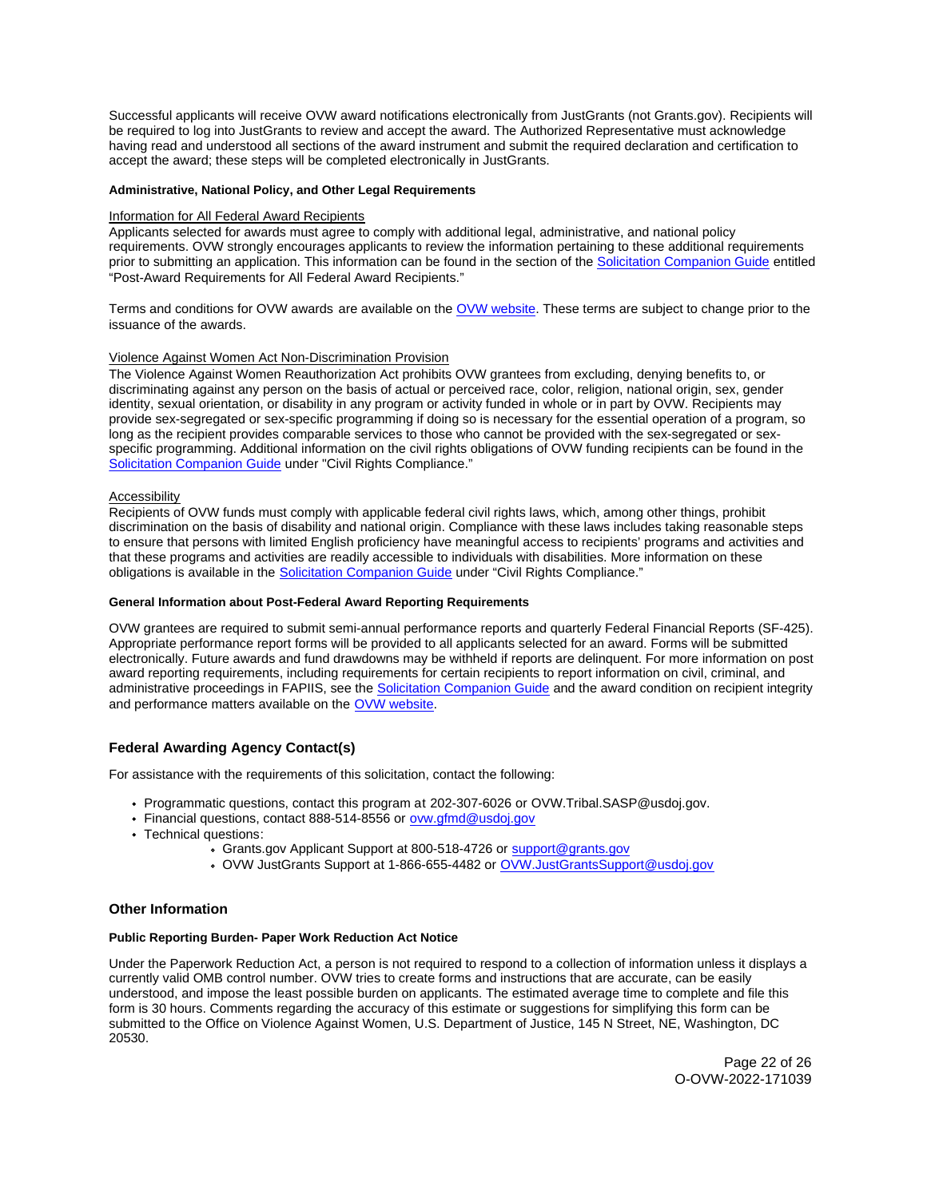Successful applicants will receive OVW award notifications electronically from JustGrants (not Grants.gov). Recipients will be required to log into JustGrants to review and accept the award. The Authorized Representative must acknowledge having read and understood all sections of the award instrument and submit the required declaration and certification to accept the award; these steps will be completed electronically in JustGrants.

**Administrative, National Policy, and Other Legal Requirements**

Information for All Federal Award Recipients

Applicants selected for awards must agree to comply with additional legal, administrative, and national policy requirements. OVW strongly encourages applicants to review the information pertaining to these additional requirements prior to submitting an application. This information can be found in the section of the Solicitation Companion Guide entitled "Post-Award Requirements for All Federal Award Recipients."

Terms and conditions for OVW awards are available on the OVW website. These terms are subject to change prior to the issuance of the awards.

Violence Against Women Act Non-Discrimination Provision

The Violence Against Women Reauthorization Act prohibits OVW grantees from excluding, denying benefits to, or discriminating against any person on the basis of actual or perceived race, color, religion, national origin, sex, gender identity, sexual orientation, or disability in any program or activity funded in whole or in part by OVW. Recipients may provide sex-segregated or sex-specific programming if doing so is necessary for the essential operation of a program, so long as the recipient provides comparable services to those who cannot be provided with the sex-segregated or sex-specific programming. Additional information on the civil rights obligations of OVW funding recipients can be found in the Solicitation Companion Guide under "Civil Rights Compliance."

Accessibility

Recipients of OVW funds must comply with applicable federal civil rights laws, which, among other things, prohibit discrimination on the basis of disability and national origin. Compliance with these laws includes taking reasonable steps to ensure that persons with limited English proficiency have meaningful access to recipients' programs and activities and that these programs and activities are readily accessible to individuals with disabilities. More information on these obligations is available in the Solicitation Companion Guide under "Civil Rights Compliance."

**General Information about Post-Federal Award Reporting Requirements**

OVW grantees are required to submit semi-annual performance reports and quarterly Federal Financial Reports (SF-425). Appropriate performance report forms will be provided to all applicants selected for an award. Forms will be submitted electronically. Future awards and fund drawdowns may be withheld if reports are delinquent. For more information on post award reporting requirements, including requirements for certain recipients to report information on civil, criminal, and administrative proceedings in FAPIIS, see the Solicitation Companion Guide and the award condition on recipient integrity and performance matters available on the OVW website.

## Federal Awarding Agency Contact(s)

For assistance with the requirements of this solicitation, contact the following:

- Programmatic questions, contact this program at 202-307-6026 or OVW.Tribal.SASP@usdoj.gov.
- Financial questions, contact 888-514-8556 or ovw.gfmd@usdoj.gov
- Technical questions:
  - Grants.gov Applicant Support at 800-518-4726 or support@grants.gov
  - OVW JustGrants Support at 1-866-655-4482 or OVW.JustGrantsSupport@usdoj.gov

## Other Information

**Public Reporting Burden- Paper Work Reduction Act Notice**

Under the Paperwork Reduction Act, a person is not required to respond to a collection of information unless it displays a currently valid OMB control number. OVW tries to create forms and instructions that are accurate, can be easily understood, and impose the least possible burden on applicants. The estimated average time to complete and file this form is 30 hours. Comments regarding the accuracy of this estimate or suggestions for simplifying this form can be submitted to the Office on Violence Against Women, U.S. Department of Justice, 145 N Street, NE, Washington, DC 20530.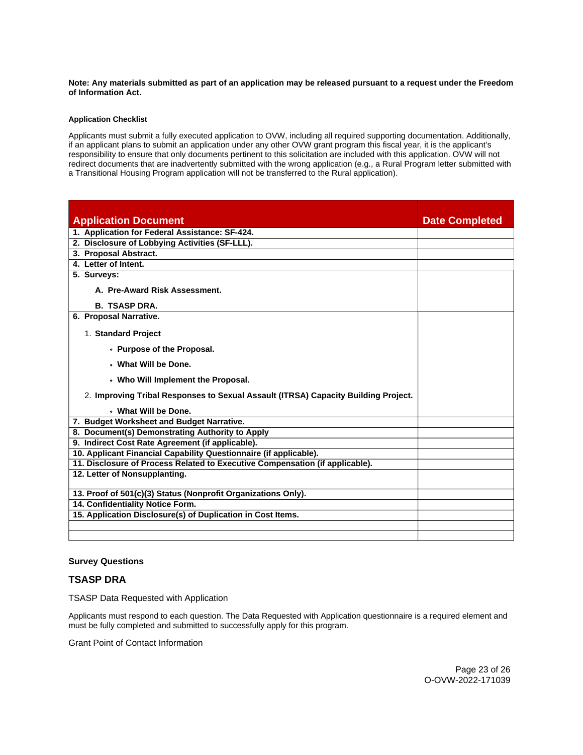**Note: Any materials submitted as part of an application may be released pursuant to a request under the Freedom of Information Act.**

**Application Checklist**

Applicants must submit a fully executed application to OVW, including all required supporting documentation. Additionally, if an applicant plans to submit an application under any other OVW grant program this fiscal year, it is the applicant's responsibility to ensure that only documents pertinent to this solicitation are included with this application. OVW will not redirect documents that are inadvertently submitted with the wrong application (e.g., a Rural Program letter submitted with a Transitional Housing Program application will not be transferred to the Rural application).

| Application Document | Date Completed |
|---|---|
| **1. Application for Federal Assistance: SF-424.** | |
| **2. Disclosure of Lobbying Activities (SF-LLL).** | |
| **3. Proposal Abstract.** | |
| **4. Letter of Intent.** | |
| **5. Surveys:**<br>**A. Pre-Award Risk Assessment.**<br>**B. TSASP DRA.** | |
| **6. Proposal Narrative.**<br>1. **Standard Project**<br>• **Purpose of the Proposal.**<br>• **What Will be Done.**<br>• **Who Will Implement the Proposal.**<br>2. **Improving Tribal Responses to Sexual Assault (ITRSA) Capacity Building Project.**<br>• **What Will be Done.** | |
| **7. Budget Worksheet and Budget Narrative.** | |
| **8. Document(s) Demonstrating Authority to Apply** | |
| **9. Indirect Cost Rate Agreement (if applicable).** | |
| **10. Applicant Financial Capability Questionnaire (if applicable).** | |
| **11. Disclosure of Process Related to Executive Compensation (if applicable).** | |
| **12. Letter of Nonsupplanting.** | |
| **13. Proof of 501(c)(3) Status (Nonprofit Organizations Only).** | |
| **14. Confidentiality Notice Form.** | |
| **15. Application Disclosure(s) of Duplication in Cost Items.** | |
| | |
| | |

**Survey Questions**

## TSASP DRA

TSASP Data Requested with Application

Applicants must respond to each question. The Data Requested with Application questionnaire is a required element and must be fully completed and submitted to successfully apply for this program.

Grant Point of Contact Information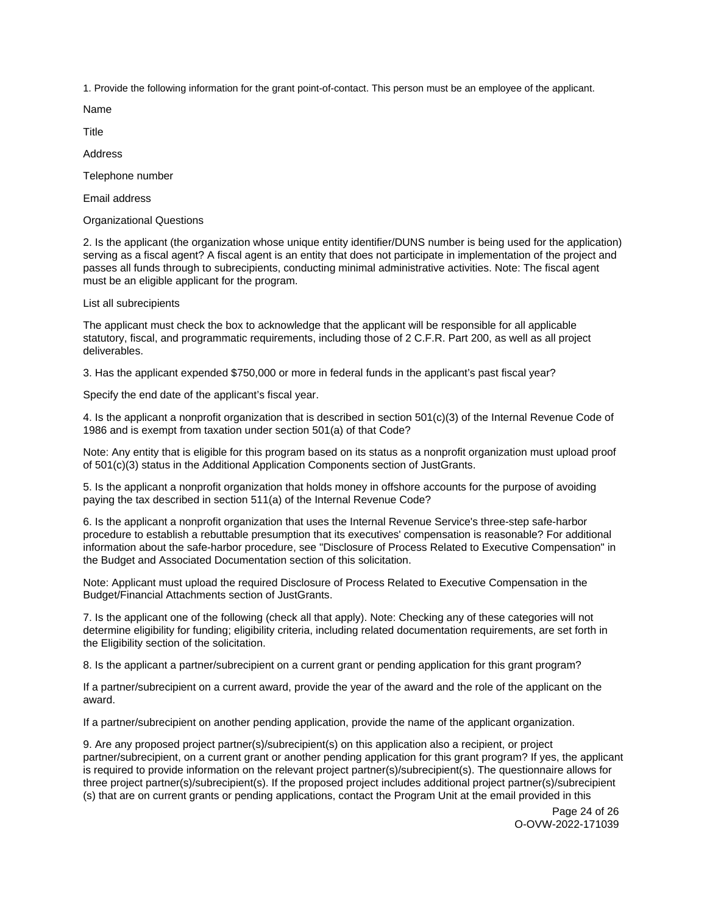1. Provide the following information for the grant point-of-contact. This person must be an employee of the applicant.

Name

Title

Address

Telephone number

Email address

Organizational Questions

2. Is the applicant (the organization whose unique entity identifier/DUNS number is being used for the application) serving as a fiscal agent? A fiscal agent is an entity that does not participate in implementation of the project and passes all funds through to subrecipients, conducting minimal administrative activities. Note: The fiscal agent must be an eligible applicant for the program.

List all subrecipients

The applicant must check the box to acknowledge that the applicant will be responsible for all applicable statutory, fiscal, and programmatic requirements, including those of 2 C.F.R. Part 200, as well as all project deliverables.

3. Has the applicant expended $750,000 or more in federal funds in the applicant's past fiscal year?

Specify the end date of the applicant's fiscal year.

4. Is the applicant a nonprofit organization that is described in section 501(c)(3) of the Internal Revenue Code of 1986 and is exempt from taxation under section 501(a) of that Code?

Note: Any entity that is eligible for this program based on its status as a nonprofit organization must upload proof of 501(c)(3) status in the Additional Application Components section of JustGrants.

5. Is the applicant a nonprofit organization that holds money in offshore accounts for the purpose of avoiding paying the tax described in section 511(a) of the Internal Revenue Code?

6. Is the applicant a nonprofit organization that uses the Internal Revenue Service's three-step safe-harbor procedure to establish a rebuttable presumption that its executives' compensation is reasonable? For additional information about the safe-harbor procedure, see "Disclosure of Process Related to Executive Compensation" in the Budget and Associated Documentation section of this solicitation.

Note: Applicant must upload the required Disclosure of Process Related to Executive Compensation in the Budget/Financial Attachments section of JustGrants.

7. Is the applicant one of the following (check all that apply). Note: Checking any of these categories will not determine eligibility for funding; eligibility criteria, including related documentation requirements, are set forth in the Eligibility section of the solicitation.

8. Is the applicant a partner/subrecipient on a current grant or pending application for this grant program?

If a partner/subrecipient on a current award, provide the year of the award and the role of the applicant on the award.

If a partner/subrecipient on another pending application, provide the name of the applicant organization.

9. Are any proposed project partner(s)/subrecipient(s) on this application also a recipient, or project partner/subrecipient, on a current grant or another pending application for this grant program? If yes, the applicant is required to provide information on the relevant project partner(s)/subrecipient(s). The questionnaire allows for three project partner(s)/subrecipient(s). If the proposed project includes additional project partner(s)/subrecipient(s) that are on current grants or pending applications, contact the Program Unit at the email provided in this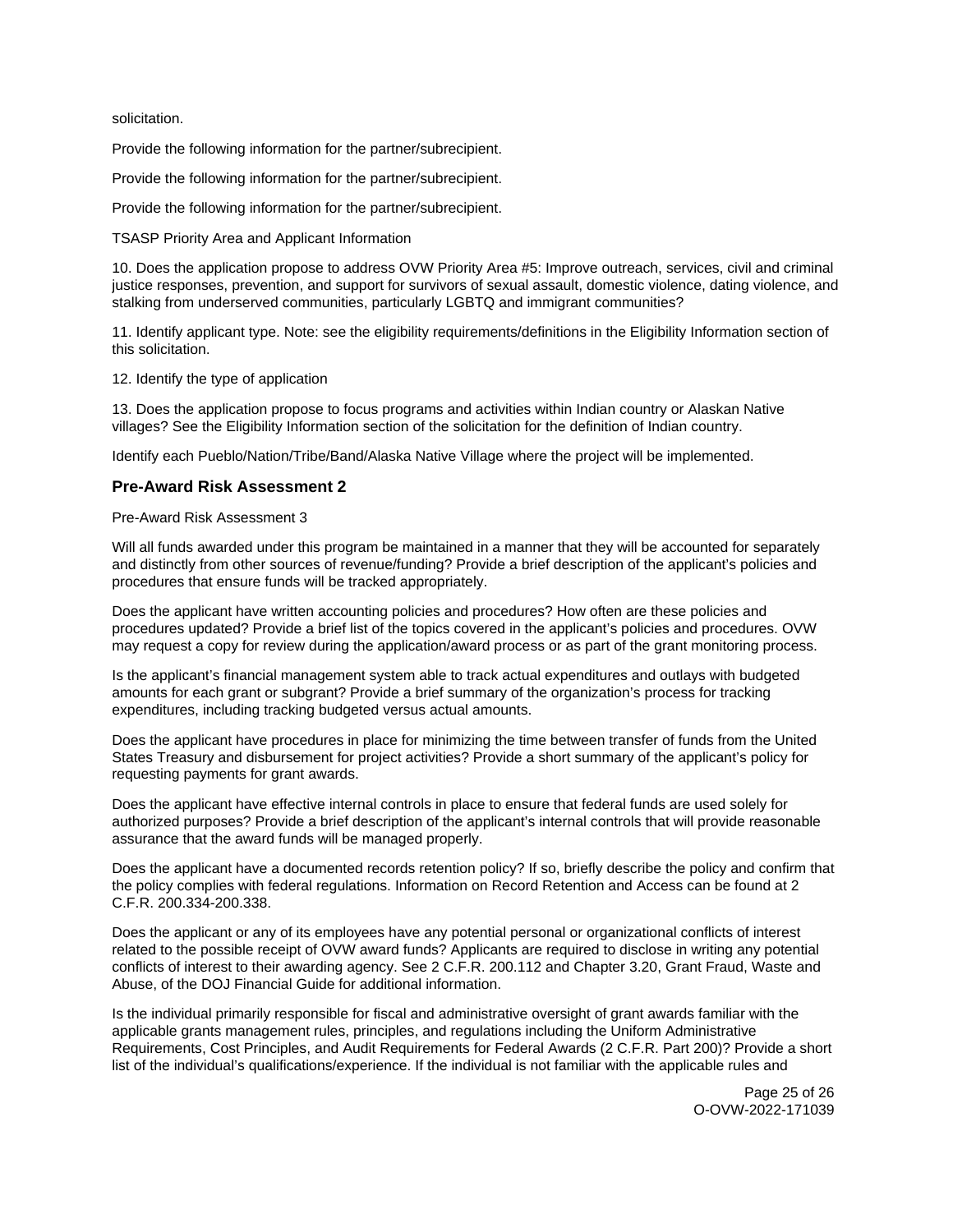solicitation.

Provide the following information for the partner/subrecipient.

Provide the following information for the partner/subrecipient.

Provide the following information for the partner/subrecipient.

TSASP Priority Area and Applicant Information

10. Does the application propose to address OVW Priority Area #5: Improve outreach, services, civil and criminal justice responses, prevention, and support for survivors of sexual assault, domestic violence, dating violence, and stalking from underserved communities, particularly LGBTQ and immigrant communities?

11. Identify applicant type. Note: see the eligibility requirements/definitions in the Eligibility Information section of this solicitation.

12. Identify the type of application

13. Does the application propose to focus programs and activities within Indian country or Alaskan Native villages? See the Eligibility Information section of the solicitation for the definition of Indian country.

Identify each Pueblo/Nation/Tribe/Band/Alaska Native Village where the project will be implemented.

### Pre-Award Risk Assessment 2

Pre-Award Risk Assessment 3

Will all funds awarded under this program be maintained in a manner that they will be accounted for separately and distinctly from other sources of revenue/funding? Provide a brief description of the applicant's policies and procedures that ensure funds will be tracked appropriately.

Does the applicant have written accounting policies and procedures? How often are these policies and procedures updated? Provide a brief list of the topics covered in the applicant's policies and procedures. OVW may request a copy for review during the application/award process or as part of the grant monitoring process.

Is the applicant's financial management system able to track actual expenditures and outlays with budgeted amounts for each grant or subgrant? Provide a brief summary of the organization's process for tracking expenditures, including tracking budgeted versus actual amounts.

Does the applicant have procedures in place for minimizing the time between transfer of funds from the United States Treasury and disbursement for project activities? Provide a short summary of the applicant's policy for requesting payments for grant awards.

Does the applicant have effective internal controls in place to ensure that federal funds are used solely for authorized purposes? Provide a brief description of the applicant's internal controls that will provide reasonable assurance that the award funds will be managed properly.

Does the applicant have a documented records retention policy? If so, briefly describe the policy and confirm that the policy complies with federal regulations. Information on Record Retention and Access can be found at 2 C.F.R. 200.334-200.338.

Does the applicant or any of its employees have any potential personal or organizational conflicts of interest related to the possible receipt of OVW award funds? Applicants are required to disclose in writing any potential conflicts of interest to their awarding agency. See 2 C.F.R. 200.112 and Chapter 3.20, Grant Fraud, Waste and Abuse, of the DOJ Financial Guide for additional information.

Is the individual primarily responsible for fiscal and administrative oversight of grant awards familiar with the applicable grants management rules, principles, and regulations including the Uniform Administrative Requirements, Cost Principles, and Audit Requirements for Federal Awards (2 C.F.R. Part 200)? Provide a short list of the individual's qualifications/experience. If the individual is not familiar with the applicable rules and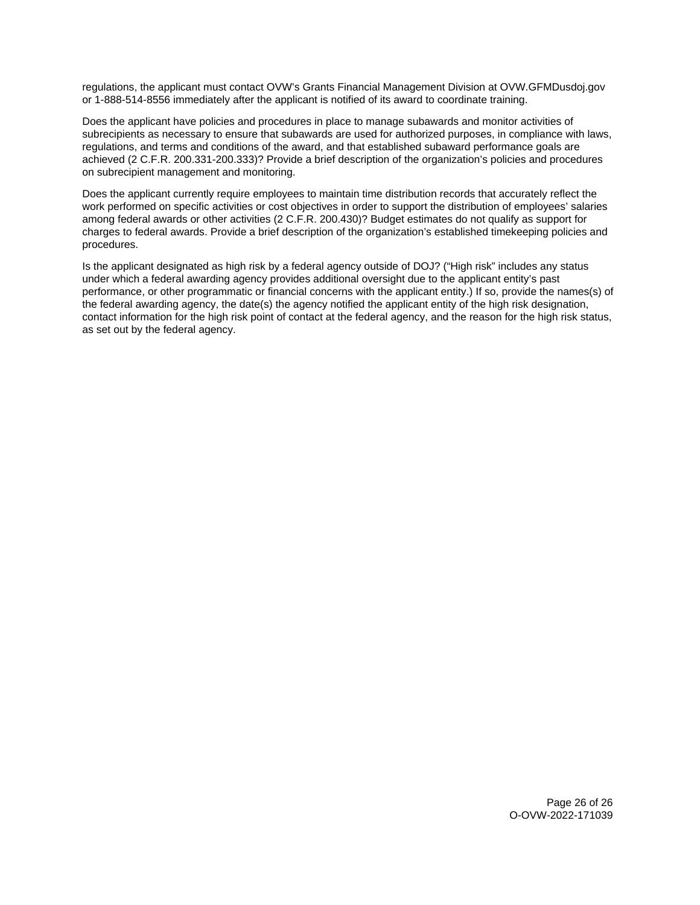regulations, the applicant must contact OVW's Grants Financial Management Division at OVW.GFMDusdoj.gov or 1-888-514-8556 immediately after the applicant is notified of its award to coordinate training.

Does the applicant have policies and procedures in place to manage subawards and monitor activities of subrecipients as necessary to ensure that subawards are used for authorized purposes, in compliance with laws, regulations, and terms and conditions of the award, and that established subaward performance goals are achieved (2 C.F.R. 200.331-200.333)? Provide a brief description of the organization's policies and procedures on subrecipient management and monitoring.

Does the applicant currently require employees to maintain time distribution records that accurately reflect the work performed on specific activities or cost objectives in order to support the distribution of employees' salaries among federal awards or other activities (2 C.F.R. 200.430)? Budget estimates do not qualify as support for charges to federal awards. Provide a brief description of the organization's established timekeeping policies and procedures.

Is the applicant designated as high risk by a federal agency outside of DOJ? ("High risk" includes any status under which a federal awarding agency provides additional oversight due to the applicant entity's past performance, or other programmatic or financial concerns with the applicant entity.) If so, provide the names(s) of the federal awarding agency, the date(s) the agency notified the applicant entity of the high risk designation, contact information for the high risk point of contact at the federal agency, and the reason for the high risk status, as set out by the federal agency.